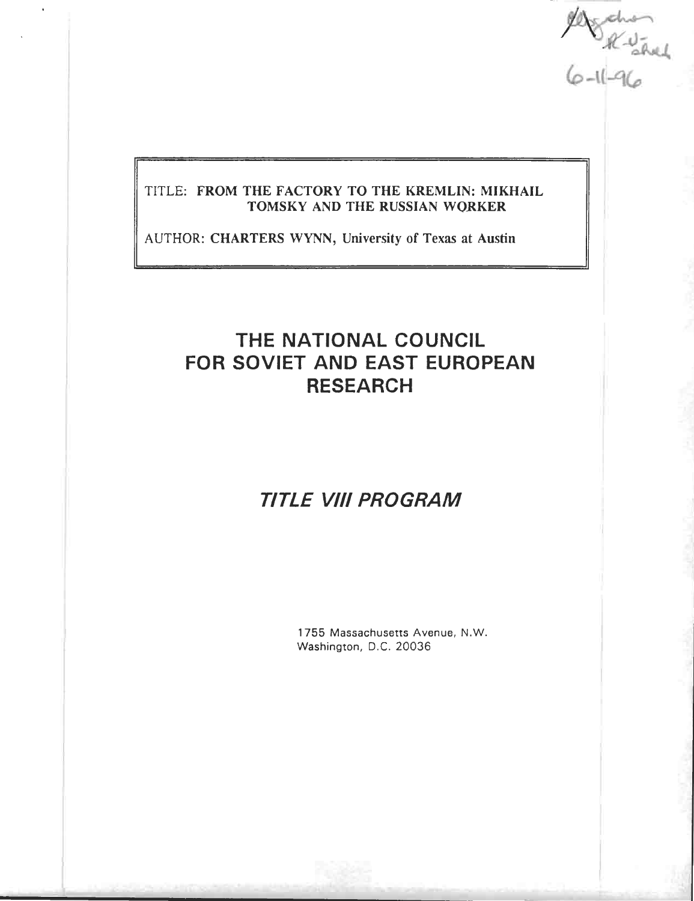TITLE: **FROM THE FACTORY TO THE KREMLIN: MIKHAIL TOMSKY AND THE RUSSIAN WORKER**

AUTHOR: **CHARTERS WYNN**, University of Texas at Austin

# THE NATIONAL COUNCIL FOR SOVIET AND EAST EUROPEAN RESEARCH

## *TITLE VIII PROGRAM*

1755 Massachusetts Avenue, N.W.
Washington, D.C. 20036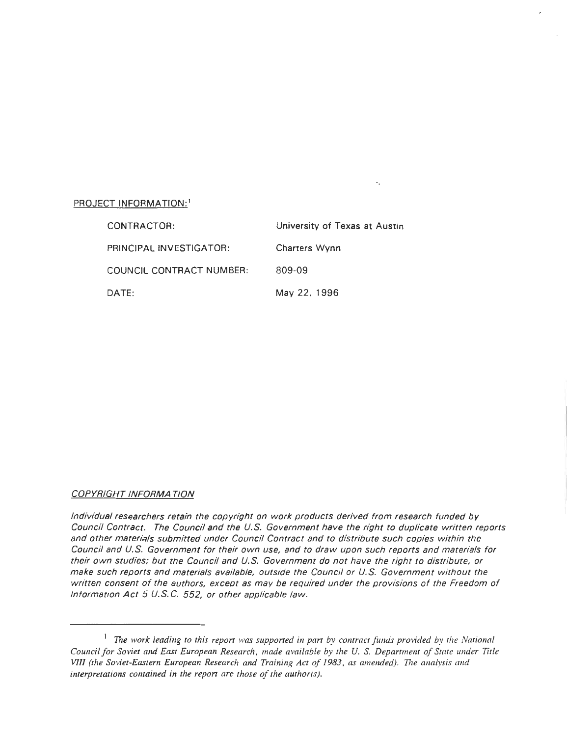PROJECT INFORMATION:[1]

| | |
|---|---|
| CONTRACTOR: | University of Texas at Austin |
| PRINCIPAL INVESTIGATOR: | Charters Wynn |
| COUNCIL CONTRACT NUMBER: | 809-09 |
| DATE: | May 22, 1996 |

*COPYRIGHT INFORMATION*

*Individual researchers retain the copyright on work products derived from research funded by Council Contract. The Council and the U.S. Government have the right to duplicate written reports and other materials submitted under Council Contract and to distribute such copies within the Council and U.S. Government for their own use, and to draw upon such reports and materials for their own studies; but the Council and U.S. Government do not have the right to distribute, or make such reports and materials available, outside the Council or U.S. Government without the written consent of the authors, except as may be required under the provisions of the Freedom of Information Act 5 U.S.C. 552, or other applicable law.*

---

[1] *The work leading to this report was supported in part by contract funds provided by the National Council for Soviet and East European Research, made available by the U. S. Department of State under Title VIII (the Soviet-Eastern European Research and Training Act of 1983, as amended). The analysis and interpretations contained in the report are those of the author(s).*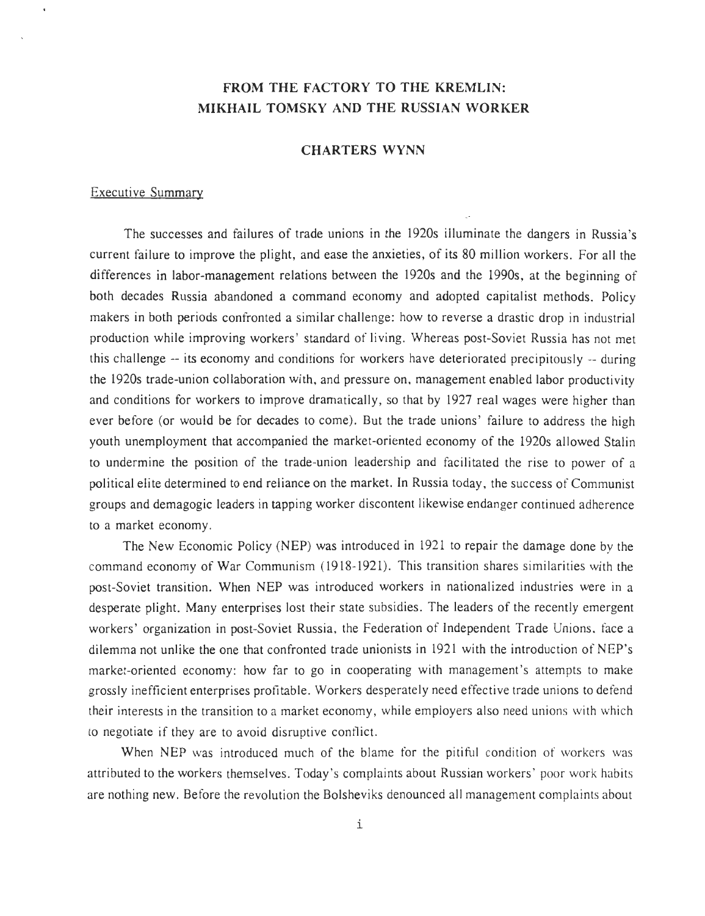# FROM THE FACTORY TO THE KREMLIN: MIKHAIL TOMSKY AND THE RUSSIAN WORKER

## CHARTERS WYNN

### Executive Summary

The successes and failures of trade unions in the 1920s illuminate the dangers in Russia's current failure to improve the plight, and ease the anxieties, of its 80 million workers. For all the differences in labor-management relations between the 1920s and the 1990s, at the beginning of both decades Russia abandoned a command economy and adopted capitalist methods. Policy makers in both periods confronted a similar challenge: how to reverse a drastic drop in industrial production while improving workers' standard of living. Whereas post-Soviet Russia has not met this challenge -- its economy and conditions for workers have deteriorated precipitously -- during the 1920s trade-union collaboration with, and pressure on, management enabled labor productivity and conditions for workers to improve dramatically, so that by 1927 real wages were higher than ever before (or would be for decades to come). But the trade unions' failure to address the high youth unemployment that accompanied the market-oriented economy of the 1920s allowed Stalin to undermine the position of the trade-union leadership and facilitated the rise to power of a political elite determined to end reliance on the market. In Russia today, the success of Communist groups and demagogic leaders in tapping worker discontent likewise endanger continued adherence to a market economy.

The New Economic Policy (NEP) was introduced in 1921 to repair the damage done by the command economy of War Communism (1918-1921). This transition shares similarities with the post-Soviet transition. When NEP was introduced workers in nationalized industries were in a desperate plight. Many enterprises lost their state subsidies. The leaders of the recently emergent workers' organization in post-Soviet Russia, the Federation of Independent Trade Unions, face a dilemma not unlike the one that confronted trade unionists in 1921 with the introduction of NEP's market-oriented economy: how far to go in cooperating with management's attempts to make grossly inefficient enterprises profitable. Workers desperately need effective trade unions to defend their interests in the transition to a market economy, while employers also need unions with which to negotiate if they are to avoid disruptive conflict.

When NEP was introduced much of the blame for the pitiful condition of workers was attributed to the workers themselves. Today's complaints about Russian workers' poor work habits are nothing new. Before the revolution the Bolsheviks denounced all management complaints about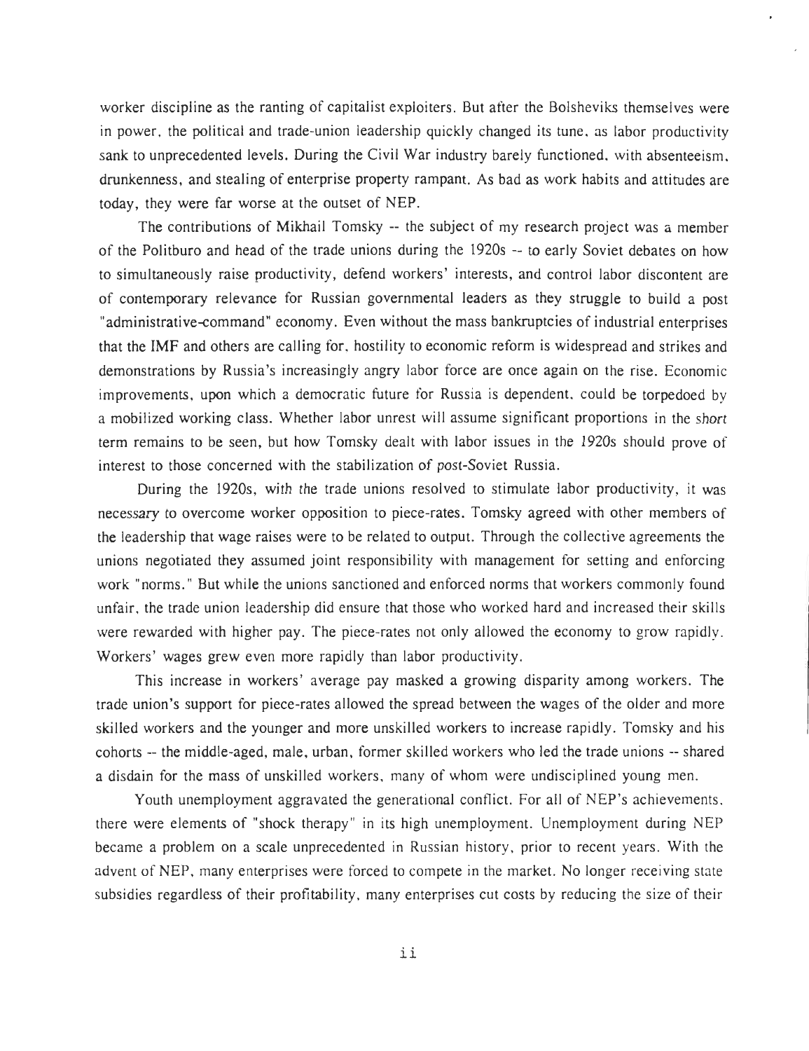worker discipline as the ranting of capitalist exploiters. But after the Bolsheviks themselves were in power, the political and trade-union leadership quickly changed its tune, as labor productivity sank to unprecedented levels. During the Civil War industry barely functioned, with absenteeism, drunkenness, and stealing of enterprise property rampant. As bad as work habits and attitudes are today, they were far worse at the outset of NEP.

The contributions of Mikhail Tomsky -- the subject of my research project was a member of the Politburo and head of the trade unions during the 1920s -- to early Soviet debates on how to simultaneously raise productivity, defend workers' interests, and control labor discontent are of contemporary relevance for Russian governmental leaders as they struggle to build a post "administrative-command" economy. Even without the mass bankruptcies of industrial enterprises that the IMF and others are calling for, hostility to economic reform is widespread and strikes and demonstrations by Russia's increasingly angry labor force are once again on the rise. Economic improvements, upon which a democratic future for Russia is dependent, could be torpedoed by a mobilized working class. Whether labor unrest will assume significant proportions in the short term remains to be seen, but how Tomsky dealt with labor issues in the 1920s should prove of interest to those concerned with the stabilization of post-Soviet Russia.

During the 1920s, with the trade unions resolved to stimulate labor productivity, it was necessary to overcome worker opposition to piece-rates. Tomsky agreed with other members of the leadership that wage raises were to be related to output. Through the collective agreements the unions negotiated they assumed joint responsibility with management for setting and enforcing work "norms." But while the unions sanctioned and enforced norms that workers commonly found unfair, the trade union leadership did ensure that those who worked hard and increased their skills were rewarded with higher pay. The piece-rates not only allowed the economy to grow rapidly. Workers' wages grew even more rapidly than labor productivity.

This increase in workers' average pay masked a growing disparity among workers. The trade union's support for piece-rates allowed the spread between the wages of the older and more skilled workers and the younger and more unskilled workers to increase rapidly. Tomsky and his cohorts -- the middle-aged, male, urban, former skilled workers who led the trade unions -- shared a disdain for the mass of unskilled workers, many of whom were undisciplined young men.

Youth unemployment aggravated the generational conflict. For all of NEP's achievements, there were elements of "shock therapy" in its high unemployment. Unemployment during NEP became a problem on a scale unprecedented in Russian history, prior to recent years. With the advent of NEP, many enterprises were forced to compete in the market. No longer receiving state subsidies regardless of their profitability, many enterprises cut costs by reducing the size of their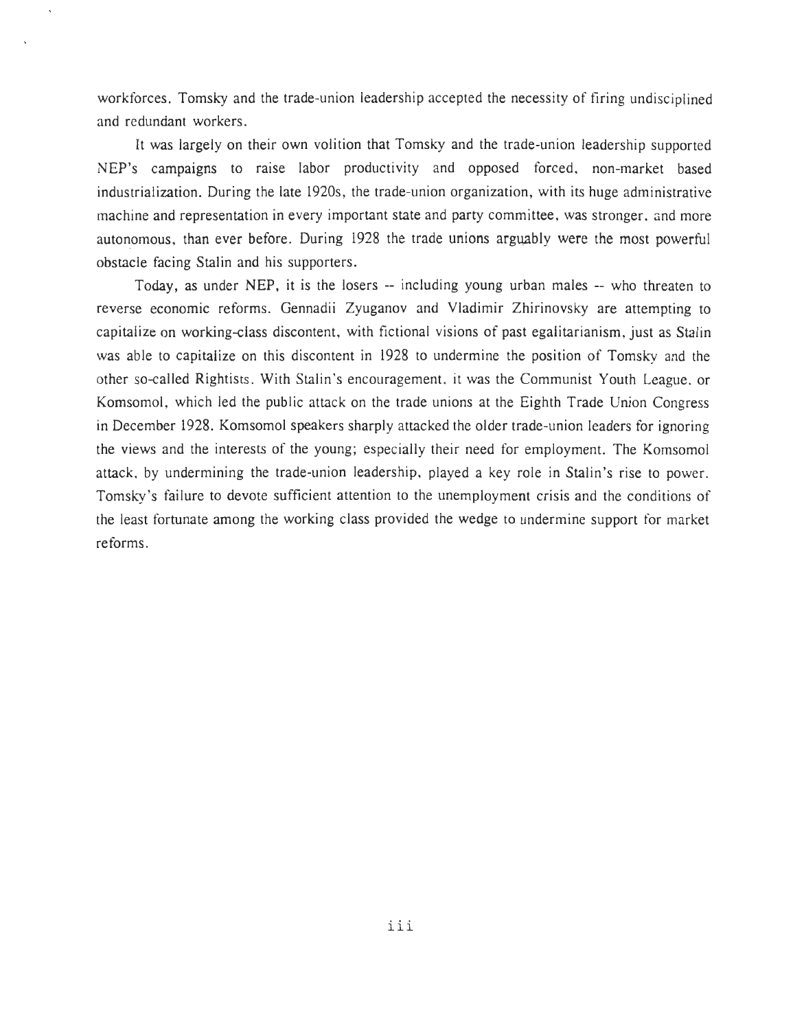workforces. Tomsky and the trade-union leadership accepted the necessity of firing undisciplined and redundant workers.

It was largely on their own volition that Tomsky and the trade-union leadership supported NEP's campaigns to raise labor productivity and opposed forced, non-market based industrialization. During the late 1920s, the trade-union organization, with its huge administrative machine and representation in every important state and party committee, was stronger, and more autonomous, than ever before. During 1928 the trade unions arguably were the most powerful obstacle facing Stalin and his supporters.

Today, as under NEP, it is the losers -- including young urban males -- who threaten to reverse economic reforms. Gennadii Zyuganov and Vladimir Zhirinovsky are attempting to capitalize on working-class discontent, with fictional visions of past egalitarianism, just as Stalin was able to capitalize on this discontent in 1928 to undermine the position of Tomsky and the other so-called Rightists. With Stalin's encouragement, it was the Communist Youth League, or Komsomol, which led the public attack on the trade unions at the Eighth Trade Union Congress in December 1928. Komsomol speakers sharply attacked the older trade-union leaders for ignoring the views and the interests of the young; especially their need for employment. The Komsomol attack, by undermining the trade-union leadership, played a key role in Stalin's rise to power. Tomsky's failure to devote sufficient attention to the unemployment crisis and the conditions of the least fortunate among the working class provided the wedge to undermine support for market reforms.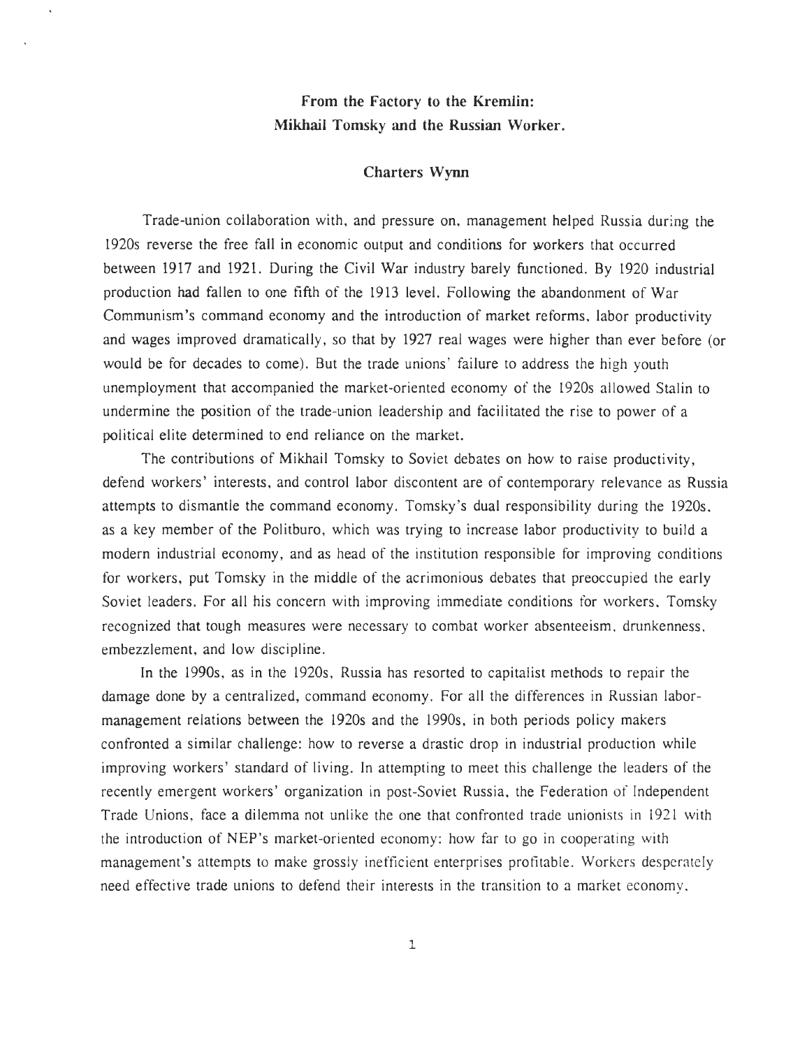# From the Factory to the Kremlin: Mikhail Tomsky and the Russian Worker.

### Charters Wynn

Trade-union collaboration with, and pressure on, management helped Russia during the 1920s reverse the free fall in economic output and conditions for workers that occurred between 1917 and 1921. During the Civil War industry barely functioned. By 1920 industrial production had fallen to one fifth of the 1913 level. Following the abandonment of War Communism's command economy and the introduction of market reforms, labor productivity and wages improved dramatically, so that by 1927 real wages were higher than ever before (or would be for decades to come). But the trade unions' failure to address the high youth unemployment that accompanied the market-oriented economy of the 1920s allowed Stalin to undermine the position of the trade-union leadership and facilitated the rise to power of a political elite determined to end reliance on the market.

The contributions of Mikhail Tomsky to Soviet debates on how to raise productivity, defend workers' interests, and control labor discontent are of contemporary relevance as Russia attempts to dismantle the command economy. Tomsky's dual responsibility during the 1920s, as a key member of the Politburo, which was trying to increase labor productivity to build a modern industrial economy, and as head of the institution responsible for improving conditions for workers, put Tomsky in the middle of the acrimonious debates that preoccupied the early Soviet leaders. For all his concern with improving immediate conditions for workers, Tomsky recognized that tough measures were necessary to combat worker absenteeism, drunkenness, embezzlement, and low discipline.

In the 1990s, as in the 1920s, Russia has resorted to capitalist methods to repair the damage done by a centralized, command economy. For all the differences in Russian labor-management relations between the 1920s and the 1990s, in both periods policy makers confronted a similar challenge: how to reverse a drastic drop in industrial production while improving workers' standard of living. In attempting to meet this challenge the leaders of the recently emergent workers' organization in post-Soviet Russia, the Federation of Independent Trade Unions, face a dilemma not unlike the one that confronted trade unionists in 1921 with the introduction of NEP's market-oriented economy: how far to go in cooperating with management's attempts to make grossly inefficient enterprises profitable. Workers desperately need effective trade unions to defend their interests in the transition to a market economy.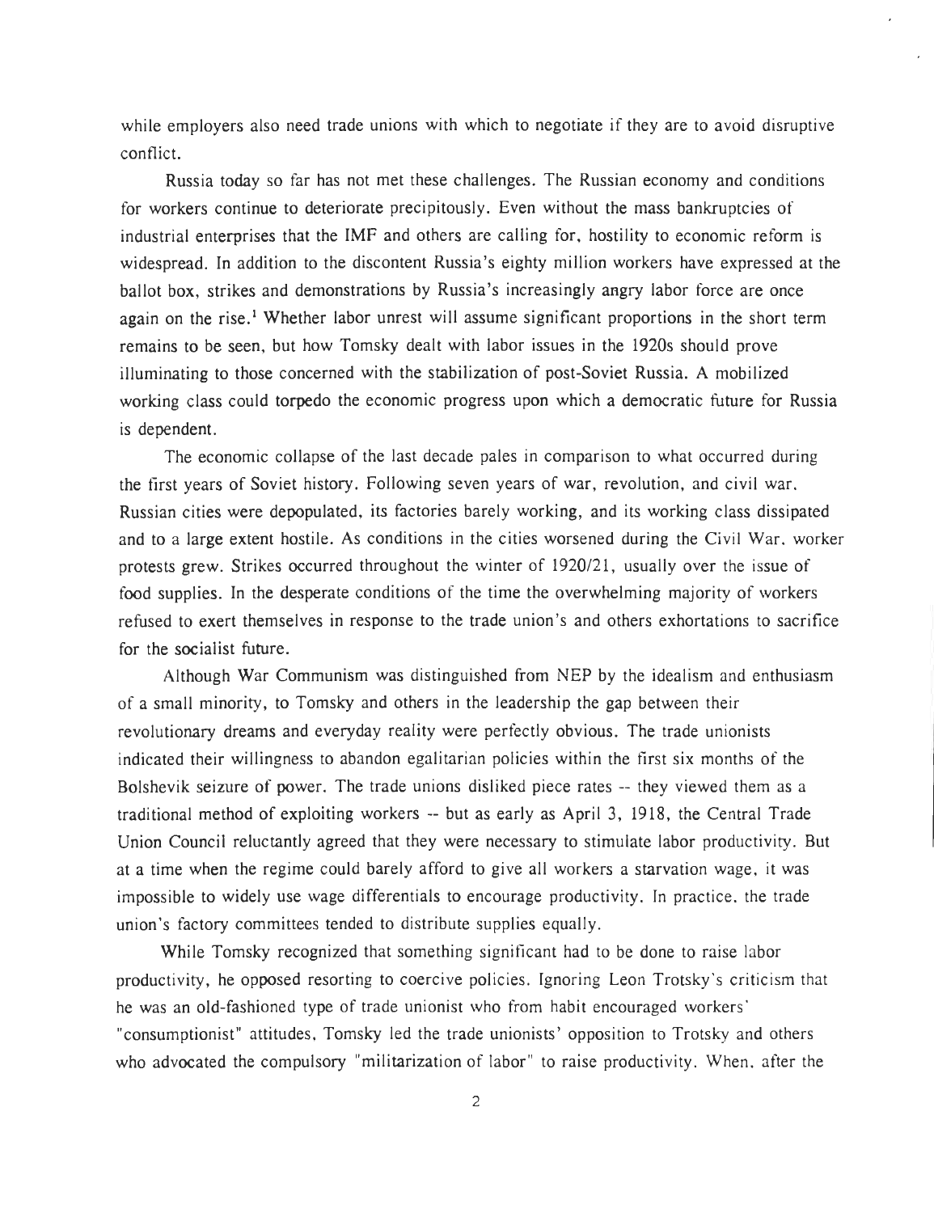while employers also need trade unions with which to negotiate if they are to avoid disruptive conflict.

Russia today so far has not met these challenges. The Russian economy and conditions for workers continue to deteriorate precipitously. Even without the mass bankruptcies of industrial enterprises that the IMF and others are calling for, hostility to economic reform is widespread. In addition to the discontent Russia's eighty million workers have expressed at the ballot box, strikes and demonstrations by Russia's increasingly angry labor force are once again on the rise.[1] Whether labor unrest will assume significant proportions in the short term remains to be seen, but how Tomsky dealt with labor issues in the 1920s should prove illuminating to those concerned with the stabilization of post-Soviet Russia. A mobilized working class could torpedo the economic progress upon which a democratic future for Russia is dependent.

The economic collapse of the last decade pales in comparison to what occurred during the first years of Soviet history. Following seven years of war, revolution, and civil war, Russian cities were depopulated, its factories barely working, and its working class dissipated and to a large extent hostile. As conditions in the cities worsened during the Civil War, worker protests grew. Strikes occurred throughout the winter of 1920/21, usually over the issue of food supplies. In the desperate conditions of the time the overwhelming majority of workers refused to exert themselves in response to the trade union's and others exhortations to sacrifice for the socialist future.

Although War Communism was distinguished from NEP by the idealism and enthusiasm of a small minority, to Tomsky and others in the leadership the gap between their revolutionary dreams and everyday reality were perfectly obvious. The trade unionists indicated their willingness to abandon egalitarian policies within the first six months of the Bolshevik seizure of power. The trade unions disliked piece rates -- they viewed them as a traditional method of exploiting workers -- but as early as April 3, 1918, the Central Trade Union Council reluctantly agreed that they were necessary to stimulate labor productivity. But at a time when the regime could barely afford to give all workers a starvation wage, it was impossible to widely use wage differentials to encourage productivity. In practice, the trade union's factory committees tended to distribute supplies equally.

While Tomsky recognized that something significant had to be done to raise labor productivity, he opposed resorting to coercive policies. Ignoring Leon Trotsky's criticism that he was an old-fashioned type of trade unionist who from habit encouraged workers' "consumptionist" attitudes, Tomsky led the trade unionists' opposition to Trotsky and others who advocated the compulsory "militarization of labor" to raise productivity. When, after the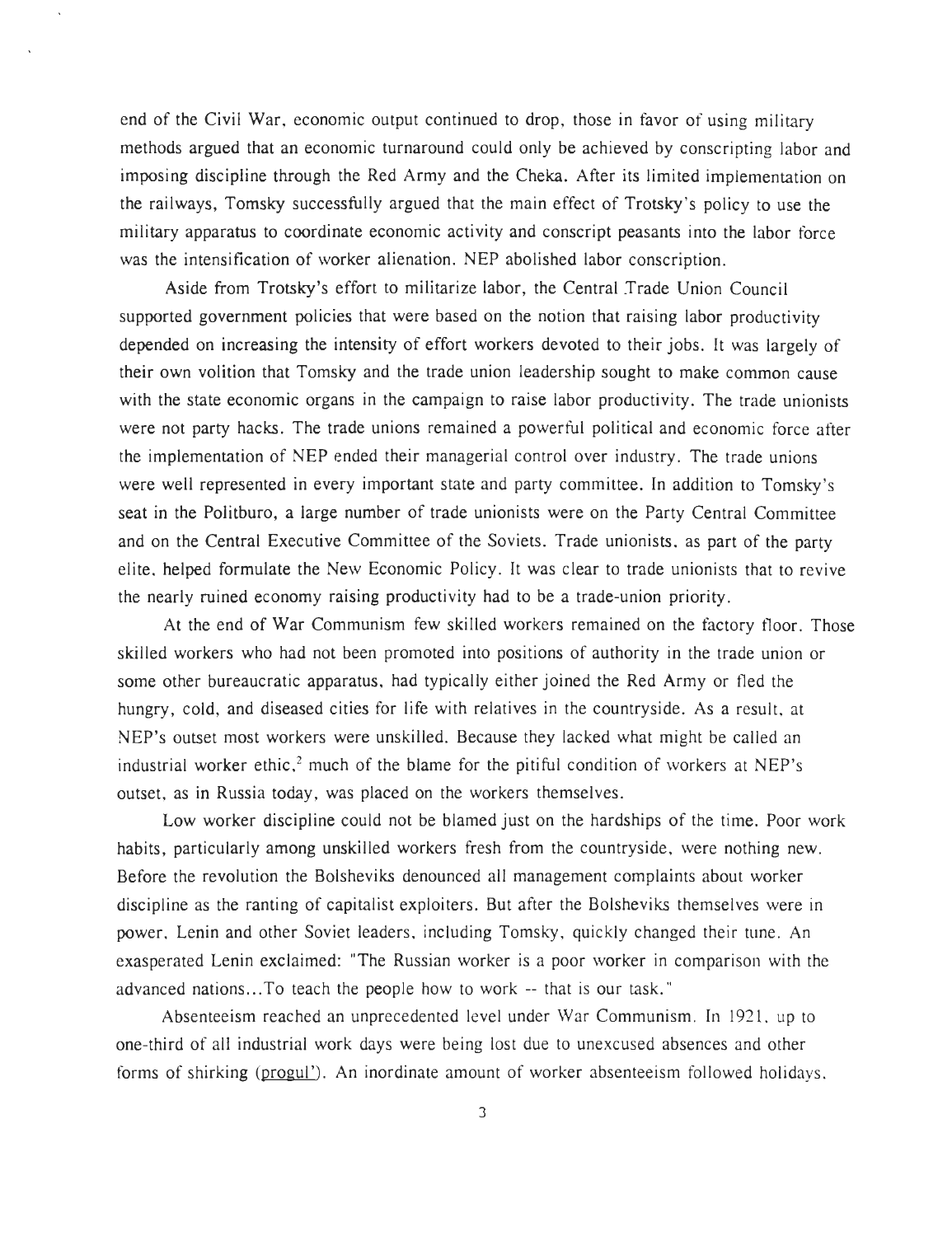end of the Civil War, economic output continued to drop, those in favor of using military methods argued that an economic turnaround could only be achieved by conscripting labor and imposing discipline through the Red Army and the Cheka. After its limited implementation on the railways, Tomsky successfully argued that the main effect of Trotsky's policy to use the military apparatus to coordinate economic activity and conscript peasants into the labor force was the intensification of worker alienation. NEP abolished labor conscription.

Aside from Trotsky's effort to militarize labor, the Central Trade Union Council supported government policies that were based on the notion that raising labor productivity depended on increasing the intensity of effort workers devoted to their jobs. It was largely of their own volition that Tomsky and the trade union leadership sought to make common cause with the state economic organs in the campaign to raise labor productivity. The trade unionists were not party hacks. The trade unions remained a powerful political and economic force after the implementation of NEP ended their managerial control over industry. The trade unions were well represented in every important state and party committee. In addition to Tomsky's seat in the Politburo, a large number of trade unionists were on the Party Central Committee and on the Central Executive Committee of the Soviets. Trade unionists, as part of the party elite, helped formulate the New Economic Policy. It was clear to trade unionists that to revive the nearly ruined economy raising productivity had to be a trade-union priority.

At the end of War Communism few skilled workers remained on the factory floor. Those skilled workers who had not been promoted into positions of authority in the trade union or some other bureaucratic apparatus, had typically either joined the Red Army or fled the hungry, cold, and diseased cities for life with relatives in the countryside. As a result, at NEP's outset most workers were unskilled. Because they lacked what might be called an industrial worker ethic,[2] much of the blame for the pitiful condition of workers at NEP's outset, as in Russia today, was placed on the workers themselves.

Low worker discipline could not be blamed just on the hardships of the time. Poor work habits, particularly among unskilled workers fresh from the countryside, were nothing new. Before the revolution the Bolsheviks denounced all management complaints about worker discipline as the ranting of capitalist exploiters. But after the Bolsheviks themselves were in power, Lenin and other Soviet leaders, including Tomsky, quickly changed their tune. An exasperated Lenin exclaimed: "The Russian worker is a poor worker in comparison with the advanced nations...To teach the people how to work -- that is our task."

Absenteeism reached an unprecedented level under War Communism. In 1921, up to one-third of all industrial work days were being lost due to unexcused absences and other forms of shirking (progul'). An inordinate amount of worker absenteeism followed holidays,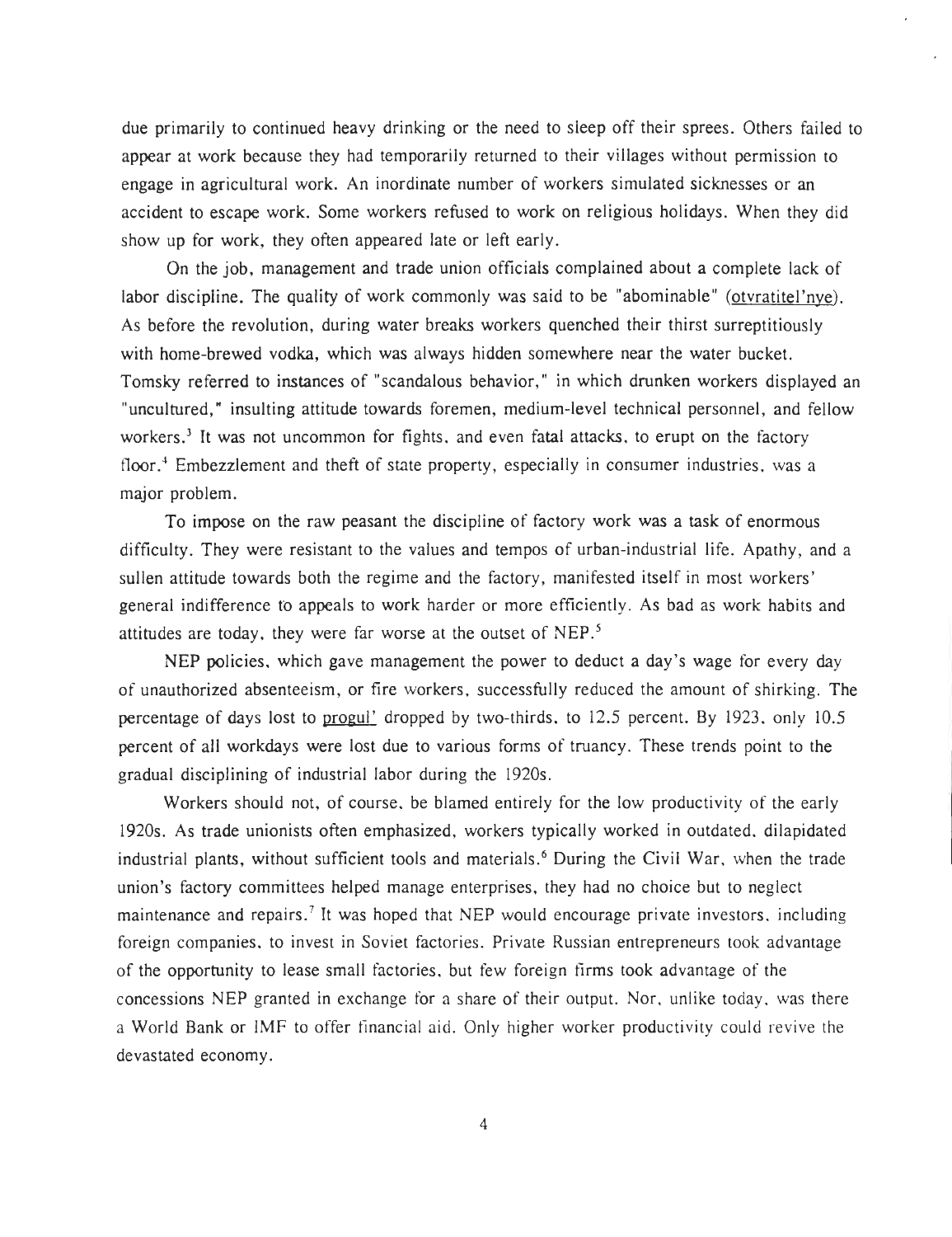due primarily to continued heavy drinking or the need to sleep off their sprees. Others failed to appear at work because they had temporarily returned to their villages without permission to engage in agricultural work. An inordinate number of workers simulated sicknesses or an accident to escape work. Some workers refused to work on religious holidays. When they did show up for work, they often appeared late or left early.

On the job, management and trade union officials complained about a complete lack of labor discipline. The quality of work commonly was said to be "abominable" (otvratitel'nye). As before the revolution, during water breaks workers quenched their thirst surreptitiously with home-brewed vodka, which was always hidden somewhere near the water bucket. Tomsky referred to instances of "scandalous behavior," in which drunken workers displayed an "uncultured," insulting attitude towards foremen, medium-level technical personnel, and fellow workers.[3] It was not uncommon for fights, and even fatal attacks, to erupt on the factory floor.[4] Embezzlement and theft of state property, especially in consumer industries, was a major problem.

To impose on the raw peasant the discipline of factory work was a task of enormous difficulty. They were resistant to the values and tempos of urban-industrial life. Apathy, and a sullen attitude towards both the regime and the factory, manifested itself in most workers' general indifference to appeals to work harder or more efficiently. As bad as work habits and attitudes are today, they were far worse at the outset of NEP.[5]

NEP policies, which gave management the power to deduct a day's wage for every day of unauthorized absenteeism, or fire workers, successfully reduced the amount of shirking. The percentage of days lost to progul' dropped by two-thirds, to 12.5 percent. By 1923, only 10.5 percent of all workdays were lost due to various forms of truancy. These trends point to the gradual disciplining of industrial labor during the 1920s.

Workers should not, of course, be blamed entirely for the low productivity of the early 1920s. As trade unionists often emphasized, workers typically worked in outdated, dilapidated industrial plants, without sufficient tools and materials.[6] During the Civil War, when the trade union's factory committees helped manage enterprises, they had no choice but to neglect maintenance and repairs.[7] It was hoped that NEP would encourage private investors, including foreign companies, to invest in Soviet factories. Private Russian entrepreneurs took advantage of the opportunity to lease small factories, but few foreign firms took advantage of the concessions NEP granted in exchange for a share of their output. Nor, unlike today, was there a World Bank or IMF to offer financial aid. Only higher worker productivity could revive the devastated economy.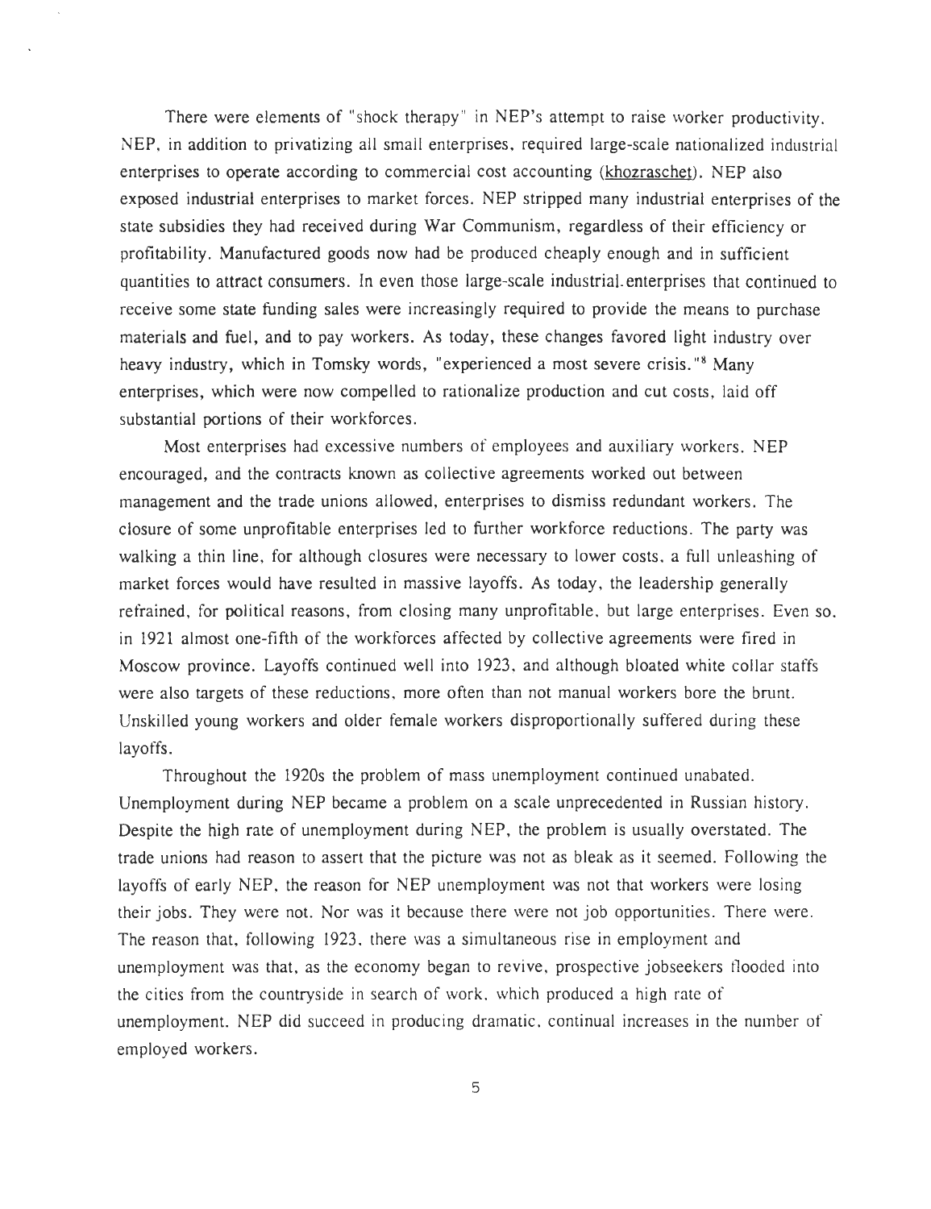There were elements of "shock therapy" in NEP's attempt to raise worker productivity. NEP, in addition to privatizing all small enterprises, required large-scale nationalized industrial enterprises to operate according to commercial cost accounting (khozraschet). NEP also exposed industrial enterprises to market forces. NEP stripped many industrial enterprises of the state subsidies they had received during War Communism, regardless of their efficiency or profitability. Manufactured goods now had be produced cheaply enough and in sufficient quantities to attract consumers. In even those large-scale industrial enterprises that continued to receive some state funding sales were increasingly required to provide the means to purchase materials and fuel, and to pay workers. As today, these changes favored light industry over heavy industry, which in Tomsky words, "experienced a most severe crisis."[8] Many enterprises, which were now compelled to rationalize production and cut costs, laid off substantial portions of their workforces.

Most enterprises had excessive numbers of employees and auxiliary workers. NEP encouraged, and the contracts known as collective agreements worked out between management and the trade unions allowed, enterprises to dismiss redundant workers. The closure of some unprofitable enterprises led to further workforce reductions. The party was walking a thin line, for although closures were necessary to lower costs, a full unleashing of market forces would have resulted in massive layoffs. As today, the leadership generally refrained, for political reasons, from closing many unprofitable, but large enterprises. Even so, in 1921 almost one-fifth of the workforces affected by collective agreements were fired in Moscow province. Layoffs continued well into 1923, and although bloated white collar staffs were also targets of these reductions, more often than not manual workers bore the brunt. Unskilled young workers and older female workers disproportionally suffered during these layoffs.

Throughout the 1920s the problem of mass unemployment continued unabated. Unemployment during NEP became a problem on a scale unprecedented in Russian history. Despite the high rate of unemployment during NEP, the problem is usually overstated. The trade unions had reason to assert that the picture was not as bleak as it seemed. Following the layoffs of early NEP, the reason for NEP unemployment was not that workers were losing their jobs. They were not. Nor was it because there were not job opportunities. There were. The reason that, following 1923, there was a simultaneous rise in employment and unemployment was that, as the economy began to revive, prospective jobseekers flooded into the cities from the countryside in search of work, which produced a high rate of unemployment. NEP did succeed in producing dramatic, continual increases in the number of employed workers.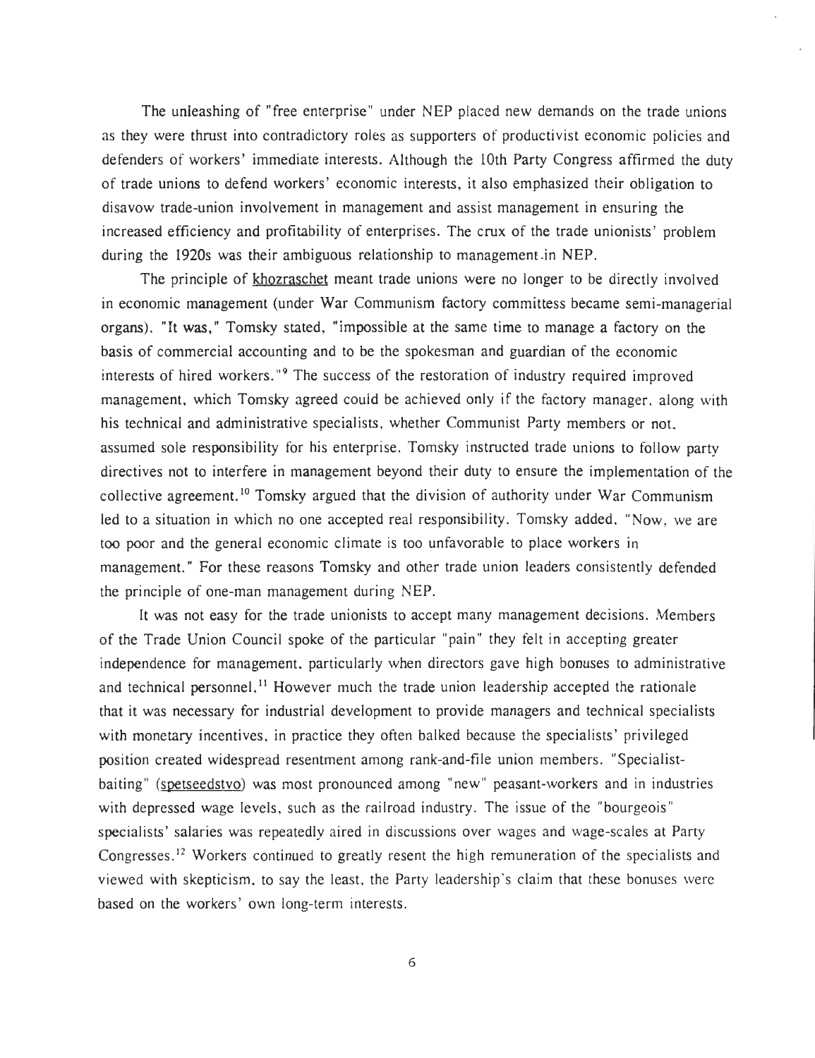The unleashing of "free enterprise" under NEP placed new demands on the trade unions as they were thrust into contradictory roles as supporters of productivist economic policies and defenders of workers' immediate interests. Although the 10th Party Congress affirmed the duty of trade unions to defend workers' economic interests, it also emphasized their obligation to disavow trade-union involvement in management and assist management in ensuring the increased efficiency and profitability of enterprises. The crux of the trade unionists' problem during the 1920s was their ambiguous relationship to management in NEP.

The principle of khozraschet meant trade unions were no longer to be directly involved in economic management (under War Communism factory committess became semi-managerial organs). "It was," Tomsky stated, "impossible at the same time to manage a factory on the basis of commercial accounting and to be the spokesman and guardian of the economic interests of hired workers."[9] The success of the restoration of industry required improved management, which Tomsky agreed could be achieved only if the factory manager, along with his technical and administrative specialists, whether Communist Party members or not, assumed sole responsibility for his enterprise. Tomsky instructed trade unions to follow party directives not to interfere in management beyond their duty to ensure the implementation of the collective agreement.[10] Tomsky argued that the division of authority under War Communism led to a situation in which no one accepted real responsibility. Tomsky added, "Now, we are too poor and the general economic climate is too unfavorable to place workers in management." For these reasons Tomsky and other trade union leaders consistently defended the principle of one-man management during NEP.

It was not easy for the trade unionists to accept many management decisions. Members of the Trade Union Council spoke of the particular "pain" they felt in accepting greater independence for management, particularly when directors gave high bonuses to administrative and technical personnel.[11] However much the trade union leadership accepted the rationale that it was necessary for industrial development to provide managers and technical specialists with monetary incentives, in practice they often balked because the specialists' privileged position created widespread resentment among rank-and-file union members. "Specialist-baiting" (spetseedstvo) was most pronounced among "new" peasant-workers and in industries with depressed wage levels, such as the railroad industry. The issue of the "bourgeois" specialists' salaries was repeatedly aired in discussions over wages and wage-scales at Party Congresses.[12] Workers continued to greatly resent the high remuneration of the specialists and viewed with skepticism, to say the least, the Party leadership's claim that these bonuses were based on the workers' own long-term interests.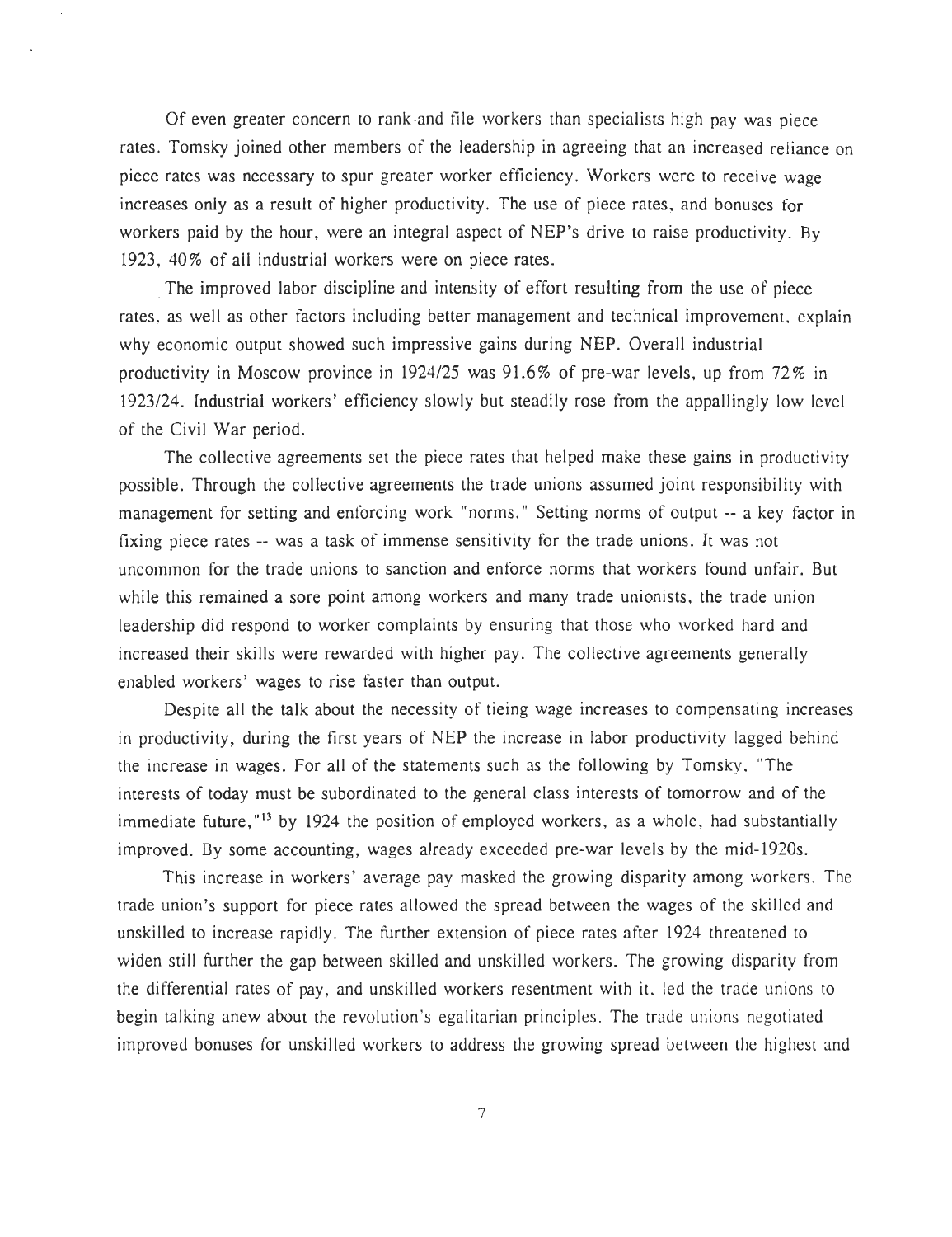Of even greater concern to rank-and-file workers than specialists high pay was piece rates. Tomsky joined other members of the leadership in agreeing that an increased reliance on piece rates was necessary to spur greater worker efficiency. Workers were to receive wage increases only as a result of higher productivity. The use of piece rates, and bonuses for workers paid by the hour, were an integral aspect of NEP's drive to raise productivity. By 1923, 40% of all industrial workers were on piece rates.

The improved labor discipline and intensity of effort resulting from the use of piece rates, as well as other factors including better management and technical improvement, explain why economic output showed such impressive gains during NEP. Overall industrial productivity in Moscow province in 1924/25 was 91.6% of pre-war levels, up from 72% in 1923/24. Industrial workers' efficiency slowly but steadily rose from the appallingly low level of the Civil War period.

The collective agreements set the piece rates that helped make these gains in productivity possible. Through the collective agreements the trade unions assumed joint responsibility with management for setting and enforcing work "norms." Setting norms of output -- a key factor in fixing piece rates -- was a task of immense sensitivity for the trade unions. It was not uncommon for the trade unions to sanction and enforce norms that workers found unfair. But while this remained a sore point among workers and many trade unionists, the trade union leadership did respond to worker complaints by ensuring that those who worked hard and increased their skills were rewarded with higher pay. The collective agreements generally enabled workers' wages to rise faster than output.

Despite all the talk about the necessity of tieing wage increases to compensating increases in productivity, during the first years of NEP the increase in labor productivity lagged behind the increase in wages. For all of the statements such as the following by Tomsky, "The interests of today must be subordinated to the general class interests of tomorrow and of the immediate future,"[13] by 1924 the position of employed workers, as a whole, had substantially improved. By some accounting, wages already exceeded pre-war levels by the mid-1920s.

This increase in workers' average pay masked the growing disparity among workers. The trade union's support for piece rates allowed the spread between the wages of the skilled and unskilled to increase rapidly. The further extension of piece rates after 1924 threatened to widen still further the gap between skilled and unskilled workers. The growing disparity from the differential rates of pay, and unskilled workers resentment with it, led the trade unions to begin talking anew about the revolution's egalitarian principles. The trade unions negotiated improved bonuses for unskilled workers to address the growing spread between the highest and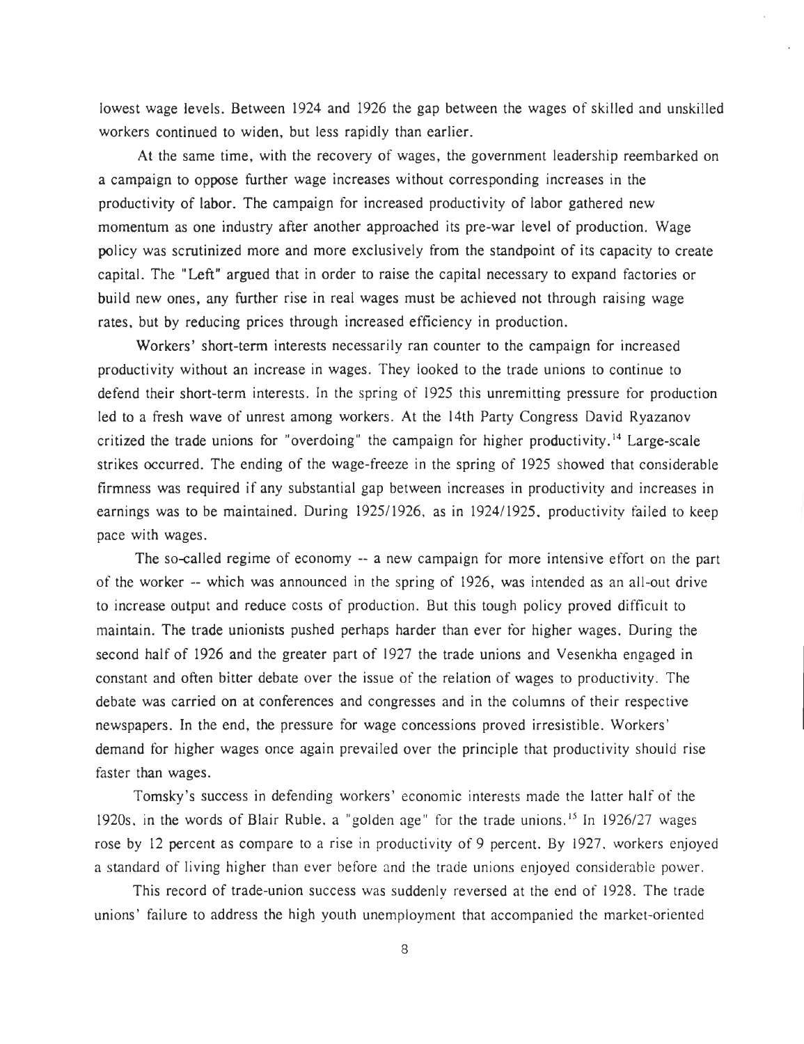lowest wage levels. Between 1924 and 1926 the gap between the wages of skilled and unskilled workers continued to widen, but less rapidly than earlier.

At the same time, with the recovery of wages, the government leadership reembarked on a campaign to oppose further wage increases without corresponding increases in the productivity of labor. The campaign for increased productivity of labor gathered new momentum as one industry after another approached its pre-war level of production. Wage policy was scrutinized more and more exclusively from the standpoint of its capacity to create capital. The "Left" argued that in order to raise the capital necessary to expand factories or build new ones, any further rise in real wages must be achieved not through raising wage rates, but by reducing prices through increased efficiency in production.

Workers' short-term interests necessarily ran counter to the campaign for increased productivity without an increase in wages. They looked to the trade unions to continue to defend their short-term interests. In the spring of 1925 this unremitting pressure for production led to a fresh wave of unrest among workers. At the 14th Party Congress David Ryazanov critized the trade unions for "overdoing" the campaign for higher productivity.[14] Large-scale strikes occurred. The ending of the wage-freeze in the spring of 1925 showed that considerable firmness was required if any substantial gap between increases in productivity and increases in earnings was to be maintained. During 1925/1926, as in 1924/1925, productivity failed to keep pace with wages.

The so-called regime of economy -- a new campaign for more intensive effort on the part of the worker -- which was announced in the spring of 1926, was intended as an all-out drive to increase output and reduce costs of production. But this tough policy proved difficult to maintain. The trade unionists pushed perhaps harder than ever for higher wages. During the second half of 1926 and the greater part of 1927 the trade unions and Vesenkha engaged in constant and often bitter debate over the issue of the relation of wages to productivity. The debate was carried on at conferences and congresses and in the columns of their respective newspapers. In the end, the pressure for wage concessions proved irresistible. Workers' demand for higher wages once again prevailed over the principle that productivity should rise faster than wages.

Tomsky's success in defending workers' economic interests made the latter half of the 1920s, in the words of Blair Ruble, a "golden age" for the trade unions.[15] In 1926/27 wages rose by 12 percent as compare to a rise in productivity of 9 percent. By 1927, workers enjoyed a standard of living higher than ever before and the trade unions enjoyed considerable power.

This record of trade-union success was suddenly reversed at the end of 1928. The trade unions' failure to address the high youth unemployment that accompanied the market-oriented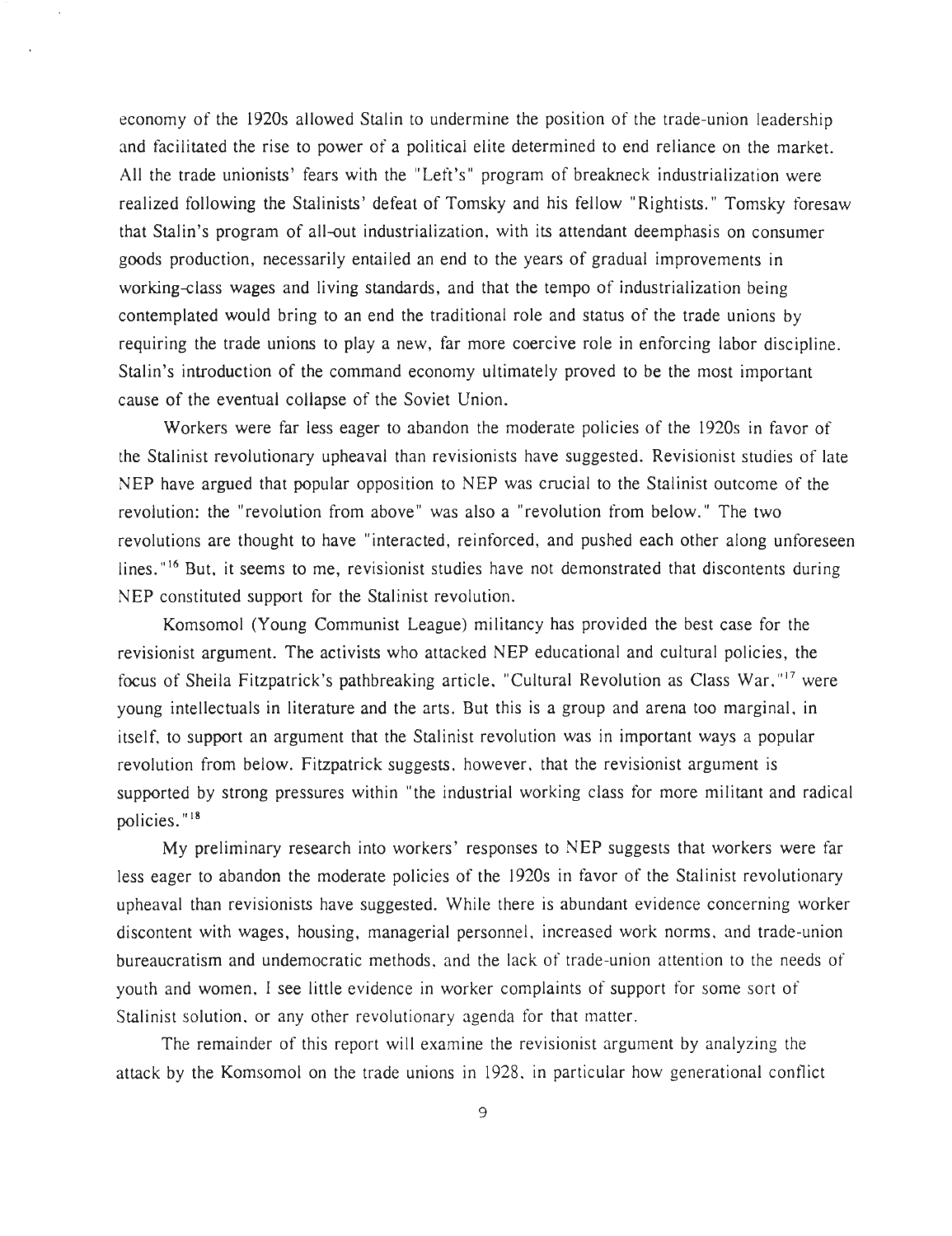economy of the 1920s allowed Stalin to undermine the position of the trade-union leadership and facilitated the rise to power of a political elite determined to end reliance on the market. All the trade unionists' fears with the "Left's" program of breakneck industrialization were realized following the Stalinists' defeat of Tomsky and his fellow "Rightists." Tomsky foresaw that Stalin's program of all-out industrialization, with its attendant deemphasis on consumer goods production, necessarily entailed an end to the years of gradual improvements in working-class wages and living standards, and that the tempo of industrialization being contemplated would bring to an end the traditional role and status of the trade unions by requiring the trade unions to play a new, far more coercive role in enforcing labor discipline. Stalin's introduction of the command economy ultimately proved to be the most important cause of the eventual collapse of the Soviet Union.

Workers were far less eager to abandon the moderate policies of the 1920s in favor of the Stalinist revolutionary upheaval than revisionists have suggested. Revisionist studies of late NEP have argued that popular opposition to NEP was crucial to the Stalinist outcome of the revolution: the "revolution from above" was also a "revolution from below." The two revolutions are thought to have "interacted, reinforced, and pushed each other along unforeseen lines."[16] But, it seems to me, revisionist studies have not demonstrated that discontents during NEP constituted support for the Stalinist revolution.

Komsomol (Young Communist League) militancy has provided the best case for the revisionist argument. The activists who attacked NEP educational and cultural policies, the focus of Sheila Fitzpatrick's pathbreaking article, "Cultural Revolution as Class War,"[17] were young intellectuals in literature and the arts. But this is a group and arena too marginal, in itself, to support an argument that the Stalinist revolution was in important ways a popular revolution from below. Fitzpatrick suggests, however, that the revisionist argument is supported by strong pressures within "the industrial working class for more militant and radical policies."[18]

My preliminary research into workers' responses to NEP suggests that workers were far less eager to abandon the moderate policies of the 1920s in favor of the Stalinist revolutionary upheaval than revisionists have suggested. While there is abundant evidence concerning worker discontent with wages, housing, managerial personnel, increased work norms, and trade-union bureaucratism and undemocratic methods, and the lack of trade-union attention to the needs of youth and women, I see little evidence in worker complaints of support for some sort of Stalinist solution, or any other revolutionary agenda for that matter.

The remainder of this report will examine the revisionist argument by analyzing the attack by the Komsomol on the trade unions in 1928, in particular how generational conflict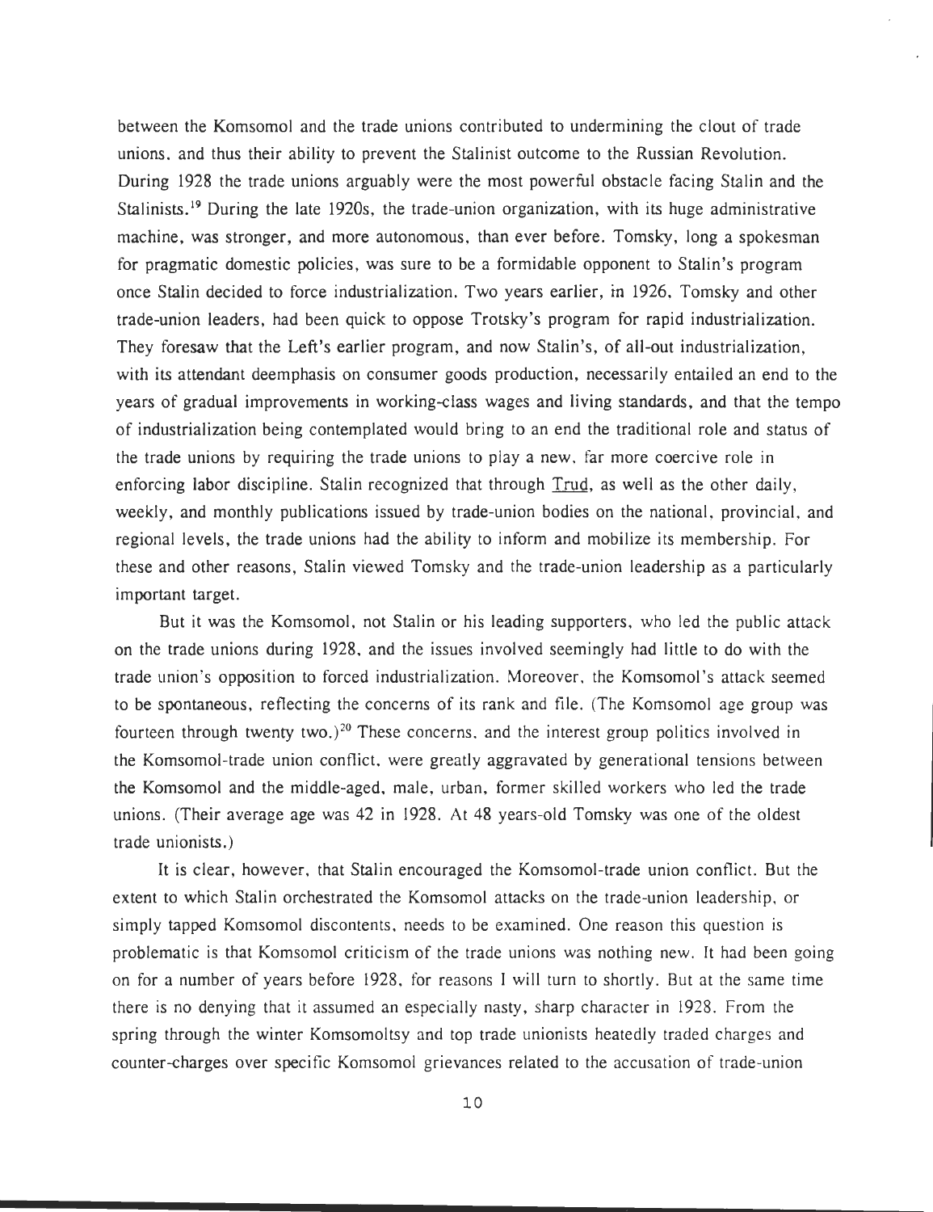between the Komsomol and the trade unions contributed to undermining the clout of trade unions, and thus their ability to prevent the Stalinist outcome to the Russian Revolution. During 1928 the trade unions arguably were the most powerful obstacle facing Stalin and the Stalinists.[19] During the late 1920s, the trade-union organization, with its huge administrative machine, was stronger, and more autonomous, than ever before. Tomsky, long a spokesman for pragmatic domestic policies, was sure to be a formidable opponent to Stalin's program once Stalin decided to force industrialization. Two years earlier, in 1926, Tomsky and other trade-union leaders, had been quick to oppose Trotsky's program for rapid industrialization. They foresaw that the Left's earlier program, and now Stalin's, of all-out industrialization, with its attendant deemphasis on consumer goods production, necessarily entailed an end to the years of gradual improvements in working-class wages and living standards, and that the tempo of industrialization being contemplated would bring to an end the traditional role and status of the trade unions by requiring the trade unions to play a new, far more coercive role in enforcing labor discipline. Stalin recognized that through Trud, as well as the other daily, weekly, and monthly publications issued by trade-union bodies on the national, provincial, and regional levels, the trade unions had the ability to inform and mobilize its membership. For these and other reasons, Stalin viewed Tomsky and the trade-union leadership as a particularly important target.

But it was the Komsomol, not Stalin or his leading supporters, who led the public attack on the trade unions during 1928, and the issues involved seemingly had little to do with the trade union's opposition to forced industrialization. Moreover, the Komsomol's attack seemed to be spontaneous, reflecting the concerns of its rank and file. (The Komsomol age group was fourteen through twenty two.)[20] These concerns, and the interest group politics involved in the Komsomol-trade union conflict, were greatly aggravated by generational tensions between the Komsomol and the middle-aged, male, urban, former skilled workers who led the trade unions. (Their average age was 42 in 1928. At 48 years-old Tomsky was one of the oldest trade unionists.)

It is clear, however, that Stalin encouraged the Komsomol-trade union conflict. But the extent to which Stalin orchestrated the Komsomol attacks on the trade-union leadership, or simply tapped Komsomol discontents, needs to be examined. One reason this question is problematic is that Komsomol criticism of the trade unions was nothing new. It had been going on for a number of years before 1928, for reasons I will turn to shortly. But at the same time there is no denying that it assumed an especially nasty, sharp character in 1928. From the spring through the winter Komsomoltsy and top trade unionists heatedly traded charges and counter-charges over specific Komsomol grievances related to the accusation of trade-union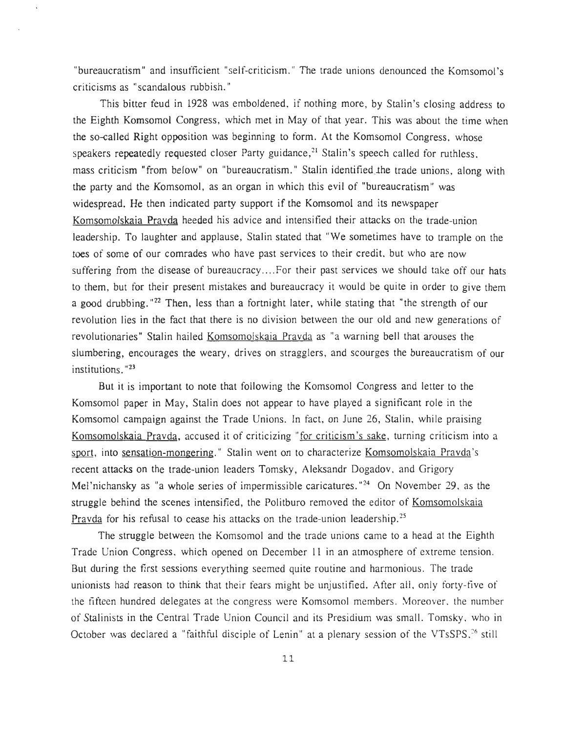"bureaucratism" and insufficient "self-criticism." The trade unions denounced the Komsomol's criticisms as "scandalous rubbish."

This bitter feud in 1928 was emboldened, if nothing more, by Stalin's closing address to the Eighth Komsomol Congress, which met in May of that year. This was about the time when the so-called Right opposition was beginning to form. At the Komsomol Congress, whose speakers repeatedly requested closer Party guidance,[21] Stalin's speech called for ruthless, mass criticism "from below" on "bureaucratism." Stalin identified the trade unions, along with the party and the Komsomol, as an organ in which this evil of "bureaucratism" was widespread. He then indicated party support if the Komsomol and its newspaper Komsomolskaia Pravda heeded his advice and intensified their attacks on the trade-union leadership. To laughter and applause, Stalin stated that "We sometimes have to trample on the toes of some of our comrades who have past services to their credit, but who are now suffering from the disease of bureaucracy....For their past services we should take off our hats to them, but for their present mistakes and bureaucracy it would be quite in order to give them a good drubbing."[22] Then, less than a fortnight later, while stating that "the strength of our revolution lies in the fact that there is no division between the our old and new generations of revolutionaries" Stalin hailed Komsomolskaia Pravda as "a warning bell that arouses the slumbering, encourages the weary, drives on stragglers, and scourges the bureaucratism of our institutions."[23]

But it is important to note that following the Komsomol Congress and letter to the Komsomol paper in May, Stalin does not appear to have played a significant role in the Komsomol campaign against the Trade Unions. In fact, on June 26, Stalin, while praising Komsomolskaia Pravda, accused it of criticizing "for criticism's sake, turning criticism into a sport, into sensation-mongering." Stalin went on to characterize Komsomolskaia Pravda's recent attacks on the trade-union leaders Tomsky, Aleksandr Dogadov, and Grigory Mel'nichansky as "a whole series of impermissible caricatures."[24] On November 29, as the struggle behind the scenes intensified, the Politburo removed the editor of Komsomolskaia Pravda for his refusal to cease his attacks on the trade-union leadership.[25]

The struggle between the Komsomol and the trade unions came to a head at the Eighth Trade Union Congress, which opened on December 11 in an atmosphere of extreme tension. But during the first sessions everything seemed quite routine and harmonious. The trade unionists had reason to think that their fears might be unjustified. After all, only forty-five of the fifteen hundred delegates at the congress were Komsomol members. Moreover, the number of Stalinists in the Central Trade Union Council and its Presidium was small. Tomsky, who in October was declared a "faithful disciple of Lenin" at a plenary session of the VTsSPS,[26] still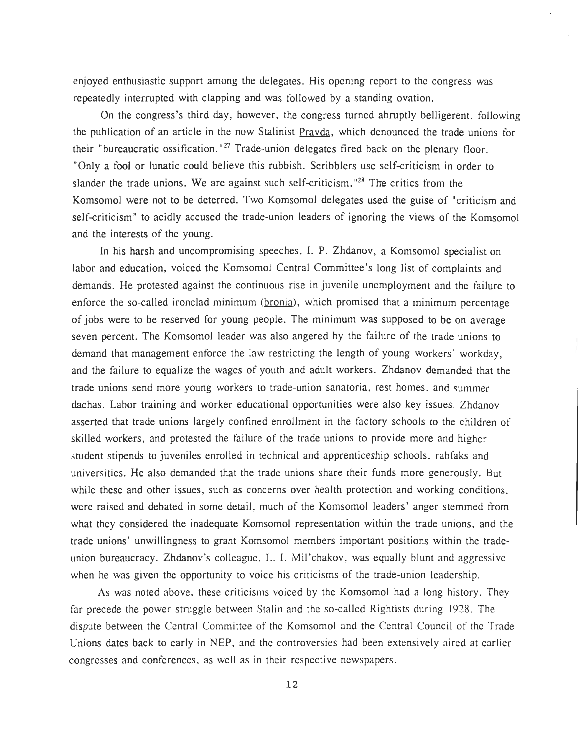enjoyed enthusiastic support among the delegates. His opening report to the congress was repeatedly interrupted with clapping and was followed by a standing ovation.

On the congress's third day, however, the congress turned abruptly belligerent, following the publication of an article in the now Stalinist Pravda, which denounced the trade unions for their "bureaucratic ossification."[27] Trade-union delegates fired back on the plenary floor. "Only a fool or lunatic could believe this rubbish. Scribblers use self-criticism in order to slander the trade unions. We are against such self-criticism."[28] The critics from the Komsomol were not to be deterred. Two Komsomol delegates used the guise of "criticism and self-criticism" to acidly accused the trade-union leaders of ignoring the views of the Komsomol and the interests of the young.

In his harsh and uncompromising speeches, I. P. Zhdanov, a Komsomol specialist on labor and education, voiced the Komsomol Central Committee's long list of complaints and demands. He protested against the continuous rise in juvenile unemployment and the failure to enforce the so-called ironclad minimum (bronia), which promised that a minimum percentage of jobs were to be reserved for young people. The minimum was supposed to be on average seven percent. The Komsomol leader was also angered by the failure of the trade unions to demand that management enforce the law restricting the length of young workers' workday, and the failure to equalize the wages of youth and adult workers. Zhdanov demanded that the trade unions send more young workers to trade-union sanatoria, rest homes, and summer dachas. Labor training and worker educational opportunities were also key issues. Zhdanov asserted that trade unions largely confined enrollment in the factory schools to the children of skilled workers, and protested the failure of the trade unions to provide more and higher student stipends to juveniles enrolled in technical and apprenticeship schools, rabfaks and universities. He also demanded that the trade unions share their funds more generously. But while these and other issues, such as concerns over health protection and working conditions, were raised and debated in some detail, much of the Komsomol leaders' anger stemmed from what they considered the inadequate Komsomol representation within the trade unions, and the trade unions' unwillingness to grant Komsomol members important positions within the trade-union bureaucracy. Zhdanov's colleague, L. I. Mil'chakov, was equally blunt and aggressive when he was given the opportunity to voice his criticisms of the trade-union leadership.

As was noted above, these criticisms voiced by the Komsomol had a long history. They far precede the power struggle between Stalin and the so-called Rightists during 1928. The dispute between the Central Committee of the Komsomol and the Central Council of the Trade Unions dates back to early in NEP, and the controversies had been extensively aired at earlier congresses and conferences, as well as in their respective newspapers.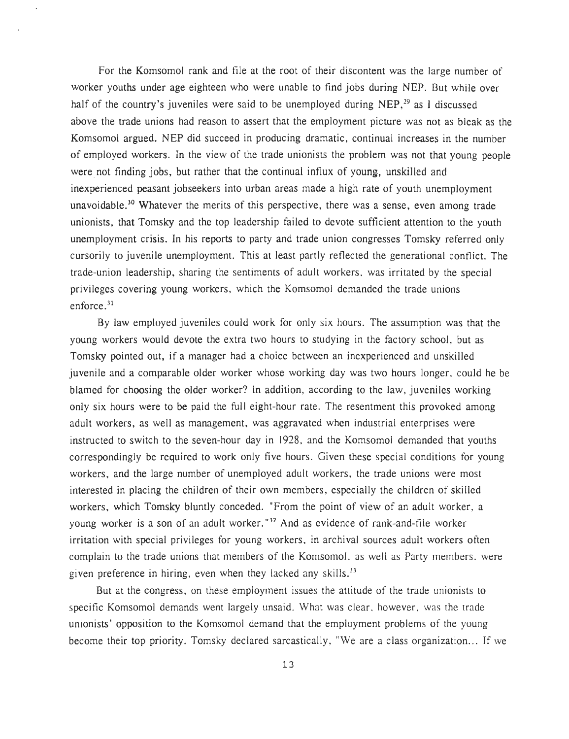For the Komsomol rank and file at the root of their discontent was the large number of worker youths under age eighteen who were unable to find jobs during NEP. But while over half of the country's juveniles were said to be unemployed during NEP,[29] as I discussed above the trade unions had reason to assert that the employment picture was not as bleak as the Komsomol argued. NEP did succeed in producing dramatic, continual increases in the number of employed workers. In the view of the trade unionists the problem was not that young people were not finding jobs, but rather that the continual influx of young, unskilled and inexperienced peasant jobseekers into urban areas made a high rate of youth unemployment unavoidable.[30] Whatever the merits of this perspective, there was a sense, even among trade unionists, that Tomsky and the top leadership failed to devote sufficient attention to the youth unemployment crisis. In his reports to party and trade union congresses Tomsky referred only cursorily to juvenile unemployment. This at least partly reflected the generational conflict. The trade-union leadership, sharing the sentiments of adult workers, was irritated by the special privileges covering young workers, which the Komsomol demanded the trade unions enforce.[31]

By law employed juveniles could work for only six hours. The assumption was that the young workers would devote the extra two hours to studying in the factory school, but as Tomsky pointed out, if a manager had a choice between an inexperienced and unskilled juvenile and a comparable older worker whose working day was two hours longer, could he be blamed for choosing the older worker? In addition, according to the law, juveniles working only six hours were to be paid the full eight-hour rate. The resentment this provoked among adult workers, as well as management, was aggravated when industrial enterprises were instructed to switch to the seven-hour day in 1928, and the Komsomol demanded that youths correspondingly be required to work only five hours. Given these special conditions for young workers, and the large number of unemployed adult workers, the trade unions were most interested in placing the children of their own members, especially the children of skilled workers, which Tomsky bluntly conceded. "From the point of view of an adult worker, a young worker is a son of an adult worker."[32] And as evidence of rank-and-file worker irritation with special privileges for young workers, in archival sources adult workers often complain to the trade unions that members of the Komsomol, as well as Party members, were given preference in hiring, even when they lacked any skills.[33]

But at the congress, on these employment issues the attitude of the trade unionists to specific Komsomol demands went largely unsaid. What was clear, however, was the trade unionists' opposition to the Komsomol demand that the employment problems of the young become their top priority. Tomsky declared sarcastically, "We are a class organization... If we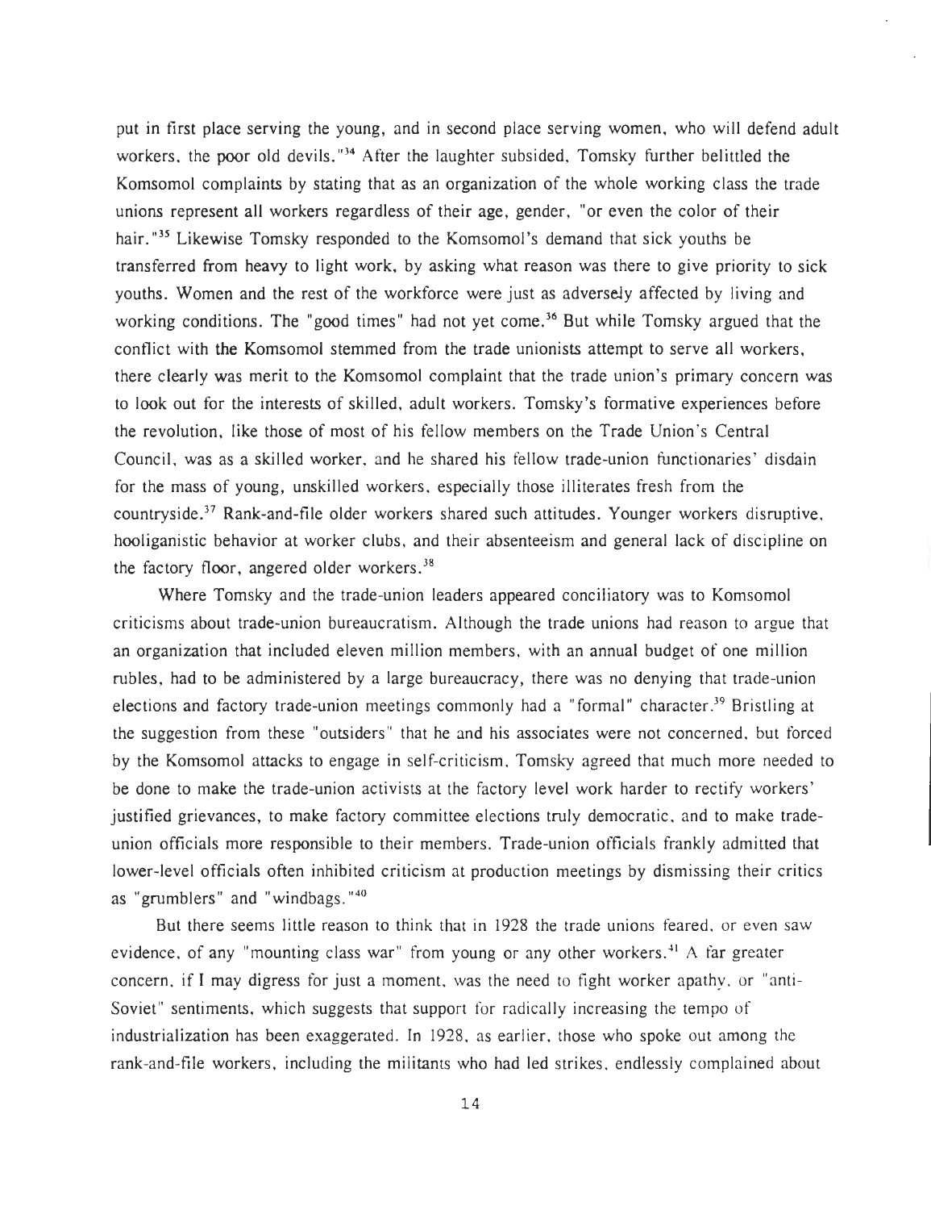put in first place serving the young, and in second place serving women, who will defend adult workers, the poor old devils."[34] After the laughter subsided, Tomsky further belittled the Komsomol complaints by stating that as an organization of the whole working class the trade unions represent all workers regardless of their age, gender, "or even the color of their hair."[35] Likewise Tomsky responded to the Komsomol's demand that sick youths be transferred from heavy to light work, by asking what reason was there to give priority to sick youths. Women and the rest of the workforce were just as adversely affected by living and working conditions. The "good times" had not yet come.[36] But while Tomsky argued that the conflict with the Komsomol stemmed from the trade unionists attempt to serve all workers, there clearly was merit to the Komsomol complaint that the trade union's primary concern was to look out for the interests of skilled, adult workers. Tomsky's formative experiences before the revolution, like those of most of his fellow members on the Trade Union's Central Council, was as a skilled worker, and he shared his fellow trade-union functionaries' disdain for the mass of young, unskilled workers, especially those illiterates fresh from the countryside.[37] Rank-and-file older workers shared such attitudes. Younger workers disruptive, hooliganistic behavior at worker clubs, and their absenteeism and general lack of discipline on the factory floor, angered older workers.[38]

Where Tomsky and the trade-union leaders appeared conciliatory was to Komsomol criticisms about trade-union bureaucratism. Although the trade unions had reason to argue that an organization that included eleven million members, with an annual budget of one million rubles, had to be administered by a large bureaucracy, there was no denying that trade-union elections and factory trade-union meetings commonly had a "formal" character.[39] Bristling at the suggestion from these "outsiders" that he and his associates were not concerned, but forced by the Komsomol attacks to engage in self-criticism, Tomsky agreed that much more needed to be done to make the trade-union activists at the factory level work harder to rectify workers' justified grievances, to make factory committee elections truly democratic, and to make trade-union officials more responsible to their members. Trade-union officials frankly admitted that lower-level officials often inhibited criticism at production meetings by dismissing their critics as "grumblers" and "windbags."[40]

But there seems little reason to think that in 1928 the trade unions feared, or even saw evidence, of any "mounting class war" from young or any other workers.[41] A far greater concern, if I may digress for just a moment, was the need to fight worker apathy, or "anti-Soviet" sentiments, which suggests that support for radically increasing the tempo of industrialization has been exaggerated. In 1928, as earlier, those who spoke out among the rank-and-file workers, including the militants who had led strikes, endlessly complained about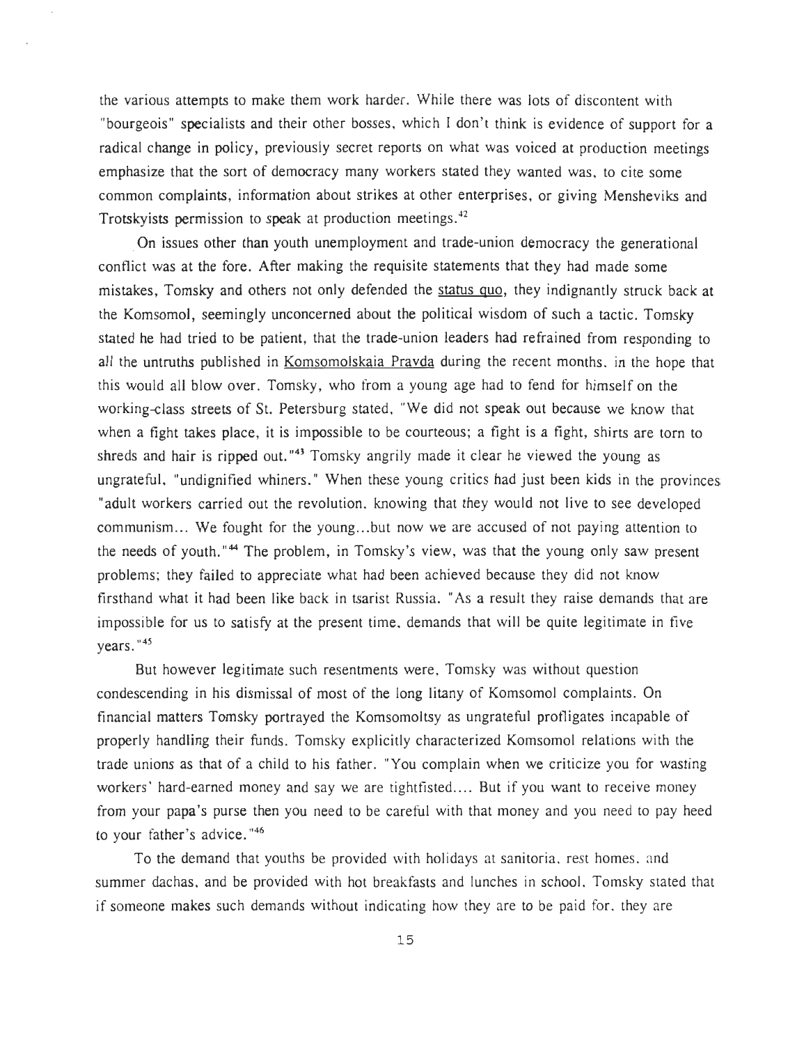the various attempts to make them work harder. While there was lots of discontent with "bourgeois" specialists and their other bosses, which I don't think is evidence of support for a radical change in policy, previously secret reports on what was voiced at production meetings emphasize that the sort of democracy many workers stated they wanted was, to cite some common complaints, information about strikes at other enterprises, or giving Mensheviks and Trotskyists permission to speak at production meetings.[42]

On issues other than youth unemployment and trade-union democracy the generational conflict was at the fore. After making the requisite statements that they had made some mistakes, Tomsky and others not only defended the status quo, they indignantly struck back at the Komsomol, seemingly unconcerned about the political wisdom of such a tactic. Tomsky stated he had tried to be patient, that the trade-union leaders had refrained from responding to *all* the untruths published in Komsomolskaia Pravda during the recent months, in the hope that this would all blow over. Tomsky, who from a young age had to fend for *himself* on the working-class streets of St. Petersburg stated, "We did not speak out because we know that when a fight takes place, it is impossible to be courteous; a fight is a fight, shirts are torn to shreds and hair is ripped out."[43] Tomsky angrily made it clear he viewed the young as ungrateful, "undignified whiners." When these young critics had just been kids in the provinces "adult workers carried out the revolution, knowing that *they* would not live to see developed communism... We fought for the young...but now we are accused of not paying attention to the needs of youth."[44] The problem, in Tomsky's view, was that the young only saw present problems; they failed to appreciate what had been achieved because they did not know firsthand what it had been like back in tsarist Russia. "As a result they raise demands that are impossible for us to satisfy at the present time, demands that will be quite legitimate in five years."[45]

But however legitimate such resentments were, Tomsky was without question condescending in his dismissal of most of the long litany of Komsomol complaints. On financial matters Tomsky portrayed the Komsomoltsy as ungrateful profligates incapable of properly handling their funds. Tomsky explicitly characterized Komsomol relations with the trade unions as that of a child to his father. "You complain when we criticize you for wasting workers' hard-earned money and say we are tightfisted.... But if you want to receive money from your papa's purse then you need to be careful with that money and you need to pay heed to your father's advice."[46]

To the demand that youths be provided with holidays at sanitoria, rest homes, and summer dachas, and be provided with hot breakfasts and lunches in school, Tomsky stated that if someone makes such demands without indicating how they are to be paid for, they are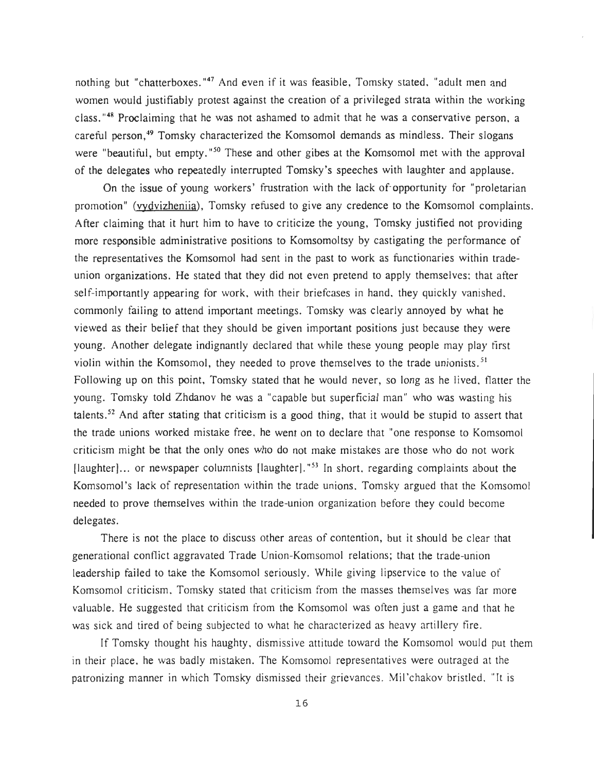nothing but "chatterboxes."[47] And even if it was feasible, Tomsky stated, "adult men and women would justifiably protest against the creation of a privileged strata within the working class."[48] Proclaiming that he was not ashamed to admit that he was a conservative person, a careful person,[49] Tomsky characterized the Komsomol demands as mindless. Their slogans were "beautiful, but empty."[50] These and other gibes at the Komsomol met with the approval of the delegates who repeatedly interrupted Tomsky's speeches with laughter and applause.

On the issue of young workers' frustration with the lack of opportunity for "proletarian promotion" (vydvizheniia), Tomsky refused to give any credence to the Komsomol complaints. After claiming that it hurt him to have to criticize the young, Tomsky justified not providing more responsible administrative positions to Komsomoltsy by castigating the performance of the representatives the Komsomol had sent in the past to work as functionaries within trade-union organizations. He stated that they did not even pretend to apply themselves; that after self-importantly appearing for work, with their briefcases in hand, they quickly vanished, commonly failing to attend important meetings. Tomsky was clearly annoyed by what he viewed as their belief that they should be given important positions just because they were young. Another delegate indignantly declared that while these young people may play first violin within the Komsomol, they needed to prove themselves to the trade unionists.[51] Following up on this point, Tomsky stated that he would never, so long as he lived, flatter the young. Tomsky told Zhdanov he was a "capable but superficial man" who was wasting his talents.[52] And after stating that criticism is a good thing, that it would be stupid to assert that the trade unions worked mistake free, he went on to declare that "one response to Komsomol criticism might be that the only ones who do not make mistakes are those who do not work [laughter]... or newspaper columnists [laughter]."[53] In short, regarding complaints about the Komsomol's lack of representation within the trade unions, Tomsky argued that the Komsomol needed to prove themselves within the trade-union organization before they could become delegates.

There is not the place to discuss other areas of contention, but it should be clear that generational conflict aggravated Trade Union-Komsomol relations; that the trade-union leadership failed to take the Komsomol seriously. While giving lipservice to the value of Komsomol criticism, Tomsky stated that criticism from the masses themselves was far more valuable. He suggested that criticism from the Komsomol was often just a game and that he was sick and tired of being subjected to what he characterized as heavy artillery fire.

If Tomsky thought his haughty, dismissive attitude toward the Komsomol would put them in their place, he was badly mistaken. The Komsomol representatives were outraged at the patronizing manner in which Tomsky dismissed their grievances. Mil'chakov bristled, "It is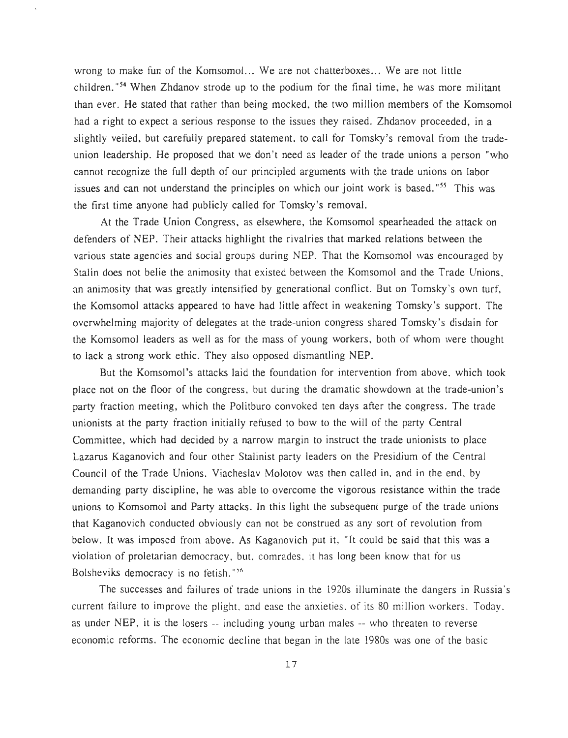wrong to make fun of the Komsomol... We are not chatterboxes... We are not little children."[54] When Zhdanov strode up to the podium for the final time, he was more militant than ever. He stated that rather than being mocked, the two million members of the Komsomol had a right to expect a serious response to the issues they raised. Zhdanov proceeded, in a slightly veiled, but carefully prepared statement, to call for Tomsky's removal from the trade-union leadership. He proposed that we don't need as leader of the trade unions a person "who cannot recognize the full depth of our principled arguments with the trade unions on labor issues and can not understand the principles on which our joint work is based."[55] This was the first time anyone had publicly called for Tomsky's removal.

At the Trade Union Congress, as elsewhere, the Komsomol spearheaded the attack on defenders of NEP. Their attacks highlight the rivalries that marked relations between the various state agencies and social groups during NEP. That the Komsomol was encouraged by Stalin does not belie the animosity that existed between the Komsomol and the Trade Unions, an animosity that was greatly intensified by generational conflict. But on Tomsky's own turf, the Komsomol attacks appeared to have had little affect in weakening Tomsky's support. The overwhelming majority of delegates at the trade-union congress shared Tomsky's disdain for the Komsomol leaders as well as for the mass of young workers, both of whom were thought to lack a strong work ethic. They also opposed dismantling NEP.

But the Komsomol's attacks laid the foundation for intervention from above, which took place not on the floor of the congress, but during the dramatic showdown at the trade-union's party fraction meeting, which the Politburo convoked ten days after the congress. The trade unionists at the party fraction initially refused to bow to the will of the party Central Committee, which had decided by a narrow margin to instruct the trade unionists to place Lazarus Kaganovich and four other Stalinist party leaders on the Presidium of the Central Council of the Trade Unions. Viacheslav Molotov was then called in, and in the end, by demanding party discipline, he was able to overcome the vigorous resistance within the trade unions to Komsomol and Party attacks. In this light the subsequent purge of the trade unions that Kaganovich conducted obviously can not be construed as any sort of revolution from below. It was imposed from above. As Kaganovich put it, "It could be said that this was a violation of proletarian democracy, but, comrades, it has long been know that for us Bolsheviks democracy is no fetish."[56]

The successes and failures of trade unions in the 1920s illuminate the dangers in Russia's current failure to improve the plight, and ease the anxieties, of its 80 million workers. Today, as under NEP, it is the losers -- including young urban males -- who threaten to reverse economic reforms. The economic decline that began in the late 1980s was one of the basic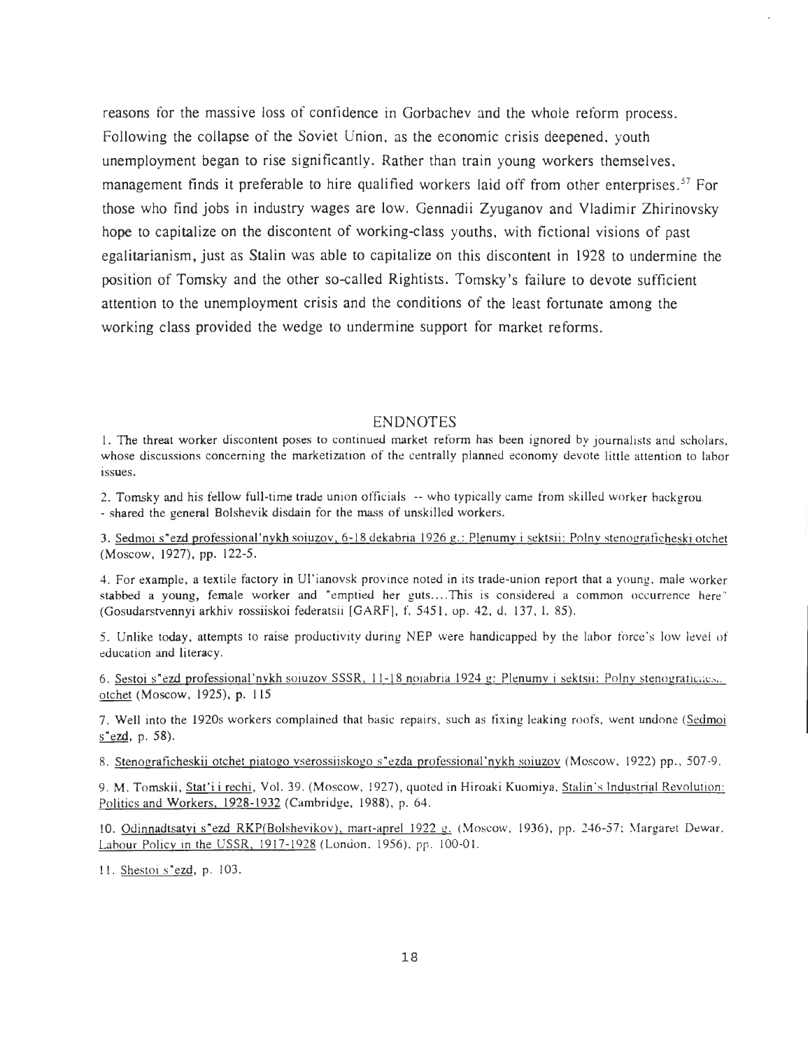reasons for the massive loss of confidence in Gorbachev and the whole reform process. Following the collapse of the Soviet Union, as the economic crisis deepened, youth unemployment began to rise significantly. Rather than train young workers themselves, management finds it preferable to hire qualified workers laid off from other enterprises.[57] For those who find jobs in industry wages are low. Gennadii Zyuganov and Vladimir Zhirinovsky hope to capitalize on the discontent of working-class youths, with fictional visions of past egalitarianism, just as Stalin was able to capitalize on this discontent in 1928 to undermine the position of Tomsky and the other so-called Rightists. Tomsky's failure to devote sufficient attention to the unemployment crisis and the conditions of the least fortunate among the working class provided the wedge to undermine support for market reforms.

## ENDNOTES

1. The threat worker discontent poses to continued market reform has been ignored by journalists and scholars, whose discussions concerning the marketization of the centrally planned economy devote little attention to labor issues.

2. Tomsky and his fellow full-time trade union officials -- who typically came from skilled worker backgrou - shared the general Bolshevik disdain for the mass of unskilled workers.

3. Sedmoi s"ezd professional'nykh soiuzov, 6-18 dekabria 1926 g.: Plenumy i sektsii: Polny stenograficheski otchet (Moscow, 1927), pp. 122-5.

4. For example, a textile factory in Ul'ianovsk province noted in its trade-union report that a young, male worker stabbed a young, female worker and "emptied her guts....This is considered a common occurrence here" (Gosudarstvennyi arkhiv rossiiskoi federatsii [GARF], f. 5451, op. 42, d. 137, l. 85).

5. Unlike today, attempts to raise productivity during NEP were handicapped by the labor force's low level of education and literacy.

6. Sestoi s"ezd professional'nykh soiuzov SSSR, 11-18 noiabria 1924 g: Plenumy i sektsii: Polny stenograficheski otchet (Moscow, 1925), p. 115

7. Well into the 1920s workers complained that basic repairs, such as fixing leaking roofs, went undone (Sedmoi s"ezd, p. 58).

8. Stenograficheskii otchet piatogo vserossiiskogo s"ezda professional'nykh soiuzov (Moscow, 1922) pp., 507-9.

9. M. Tomskii, Stat'i i rechi, Vol. 39. (Moscow, 1927), quoted in Hiroaki Kuomiya, Stalin's Industrial Revolution: Politics and Workers, 1928-1932 (Cambridge, 1988), p. 64.

10. Odinnadtsatyi s"ezd RKP(Bolshevikov), mart-aprel 1922 g. (Moscow, 1936), pp. 246-57; Margaret Dewar. Labour Policy in the USSR, 1917-1928 (London, 1956), pp. 100-01.

11. Shestoi s"ezd, p. 103.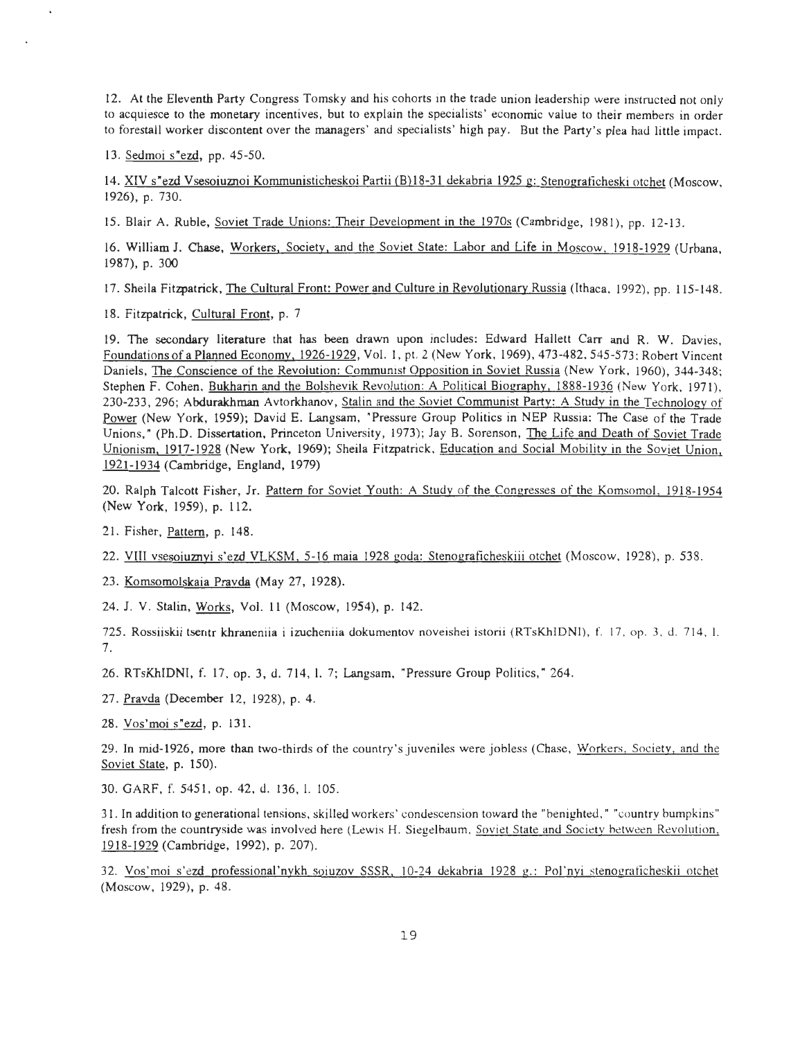12. At the Eleventh Party Congress Tomsky and his cohorts in the trade union leadership were instructed not only to acquiesce to the monetary incentives, but to explain the specialists' economic value to their members in order to forestall worker discontent over the managers' and specialists' high pay. But the Party's plea had little impact.

13. Sedmoi s"ezd, pp. 45-50.

14. XIV s"ezd Vsesoiuznoi Kommunisticheskoi Partii (B)18-31 dekabria 1925 g: Stenograficheski otchet (Moscow, 1926), p. 730.

15. Blair A. Ruble, Soviet Trade Unions: Their Development in the 1970s (Cambridge, 1981), pp. 12-13.

16. William J. Chase, Workers, Society, and the Soviet State: Labor and Life in Moscow, 1918-1929 (Urbana, 1987), p. 300

17. Sheila Fitzpatrick, The Cultural Front: Power and Culture in Revolutionary Russia (Ithaca, 1992), pp. 115-148.

18. Fitzpatrick, Cultural Front, p. 7

19. The secondary literature that has been drawn upon includes: Edward Hallett Carr and R. W. Davies, Foundations of a Planned Economy, 1926-1929, Vol. 1, pt. 2 (New York, 1969), 473-482, 545-573; Robert Vincent Daniels, The Conscience of the Revolution: Communist Opposition in Soviet Russia (New York, 1960), 344-348; Stephen F. Cohen, Bukharin and the Bolshevik Revolution: A Political Biography, 1888-1936 (New York, 1971), 230-233, 296; Abdurakhman Avtorkhanov, Stalin and the Soviet Communist Party: A Study in the Technology of Power (New York, 1959); David E. Langsam, "Pressure Group Politics in NEP Russia: The Case of the Trade Unions," (Ph.D. Dissertation, Princeton University, 1973); Jay B. Sorenson, The Life and Death of Soviet Trade Unionism, 1917-1928 (New York, 1969); Sheila Fitzpatrick, Education and Social Mobility in the Soviet Union, 1921-1934 (Cambridge, England, 1979)

20. Ralph Talcott Fisher, Jr. Pattern for Soviet Youth: A Study of the Congresses of the Komsomol, 1918-1954 (New York, 1959), p. 112.

21. Fisher, Pattern, p. 148.

22. VIII vsesoiuznyi s'ezd VLKSM, 5-16 maia 1928 goda: Stenograficheskiii otchet (Moscow, 1928), p. 538.

23. Komsomolskaia Pravda (May 27, 1928).

24. J. V. Stalin, Works, Vol. 11 (Moscow, 1954), p. 142.

725. Rossiiskii tsentr khraneniia i izucheniia dokumentov noveishei istorii (RTsKhIDNI), f. 17, op. 3, d. 714, l. 7.

26. RTsKhIDNI, f. 17, op. 3, d. 714, l. 7; Langsam, "Pressure Group Politics," 264.

27. Pravda (December 12, 1928), p. 4.

28. Vos'moi s"ezd, p. 131.

29. In mid-1926, more than two-thirds of the country's juveniles were jobless (Chase, Workers, Society, and the Soviet State, p. 150).

30. GARF, f. 5451, op. 42, d. 136, l. 105.

31. In addition to generational tensions, skilled workers' condescension toward the "benighted," "country bumpkins" fresh from the countryside was involved here (Lewis H. Siegelbaum, Soviet State and Society between Revolution, 1918-1929 (Cambridge, 1992), p. 207).

32. Vos'moi s'ezd professional'nykh soiuzov SSSR, 10-24 dekabria 1928 g.: Pol'nyi stenograficheskii otchet (Moscow, 1929), p. 48.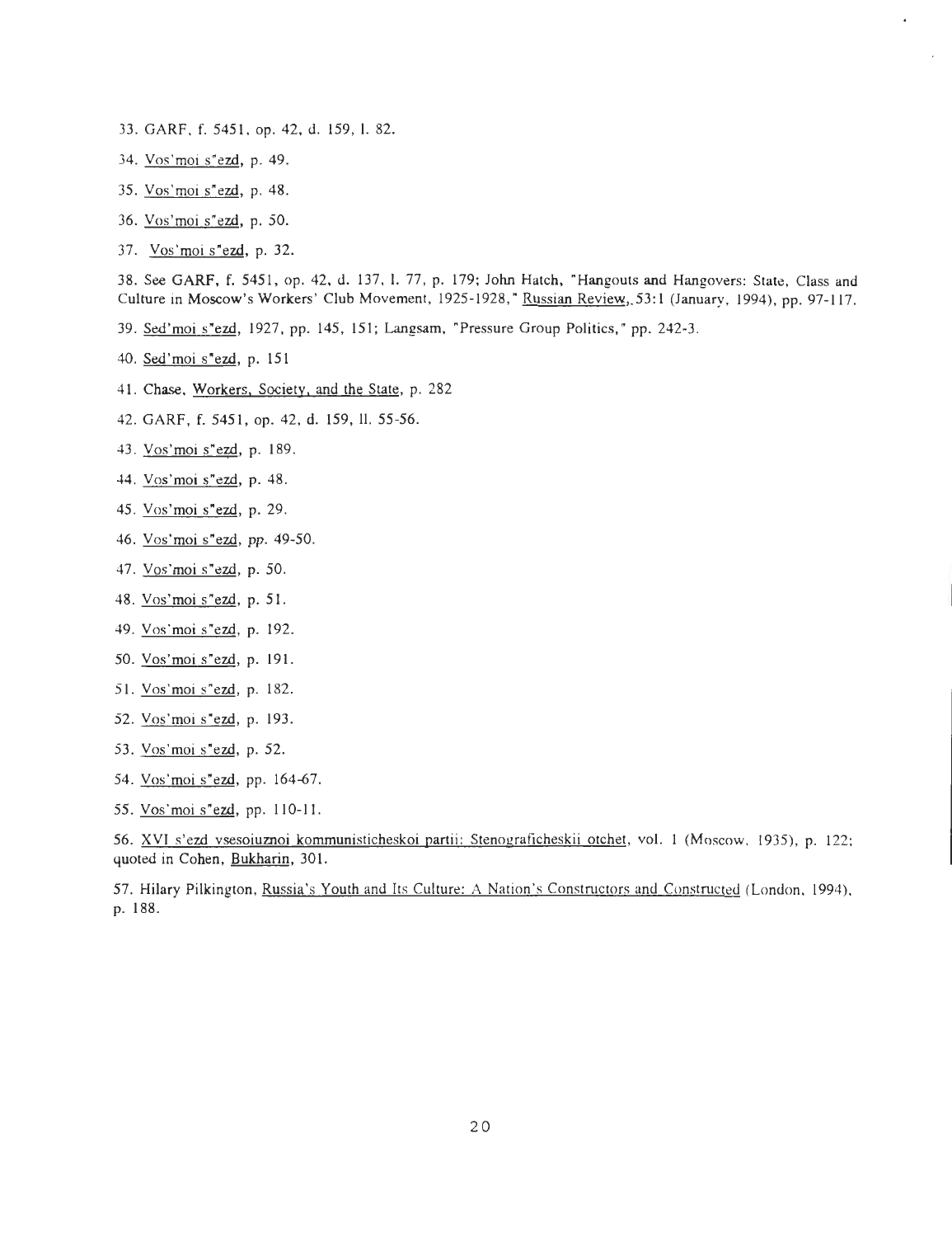33. GARF, f. 5451, op. 42, d. 159, l. 82.

34. Vos'moi s"ezd, p. 49.

35. Vos'moi s"ezd, p. 48.

36. Vos'moi s"ezd, p. 50.

37. Vos'moi s"ezd, p. 32.

38. See GARF, f. 5451, op. 42, d. 137, l. 77, p. 179; John Hatch, "Hangouts and Hangovers: State, Class and Culture in Moscow's Workers' Club Movement, 1925-1928," Russian Review, 53:1 (January, 1994), pp. 97-117.

39. Sed'moi s"ezd, 1927, pp. 145, 151; Langsam, "Pressure Group Politics," pp. 242-3.

40. Sed'moi s"ezd, p. 151

41. Chase, Workers, Society, and the State, p. 282

42. GARF, f. 5451, op. 42, d. 159, ll. 55-56.

43. Vos'moi s"ezd, p. 189.

44. Vos'moi s"ezd, p. 48.

45. Vos'moi s"ezd, p. 29.

46. Vos'moi s"ezd, pp. 49-50.

47. Vos'moi s"ezd, p. 50.

48. Vos'moi s"ezd, p. 51.

49. Vos'moi s"ezd, p. 192.

50. Vos'moi s"ezd, p. 191.

51. Vos'moi s"ezd, p. 182.

52. Vos'moi s"ezd, p. 193.

53. Vos'moi s"ezd, p. 52.

54. Vos'moi s"ezd, pp. 164-67.

55. Vos'moi s"ezd, pp. 110-11.

56. XVI s'ezd vsesoiuznoi kommunisticheskoi partii: Stenograficheskii otchet, vol. 1 (Moscow, 1935), p. 122; quoted in Cohen, Bukharin, 301.

57. Hilary Pilkington, Russia's Youth and Its Culture: A Nation's Constructors and Constructed (London, 1994), p. 188.